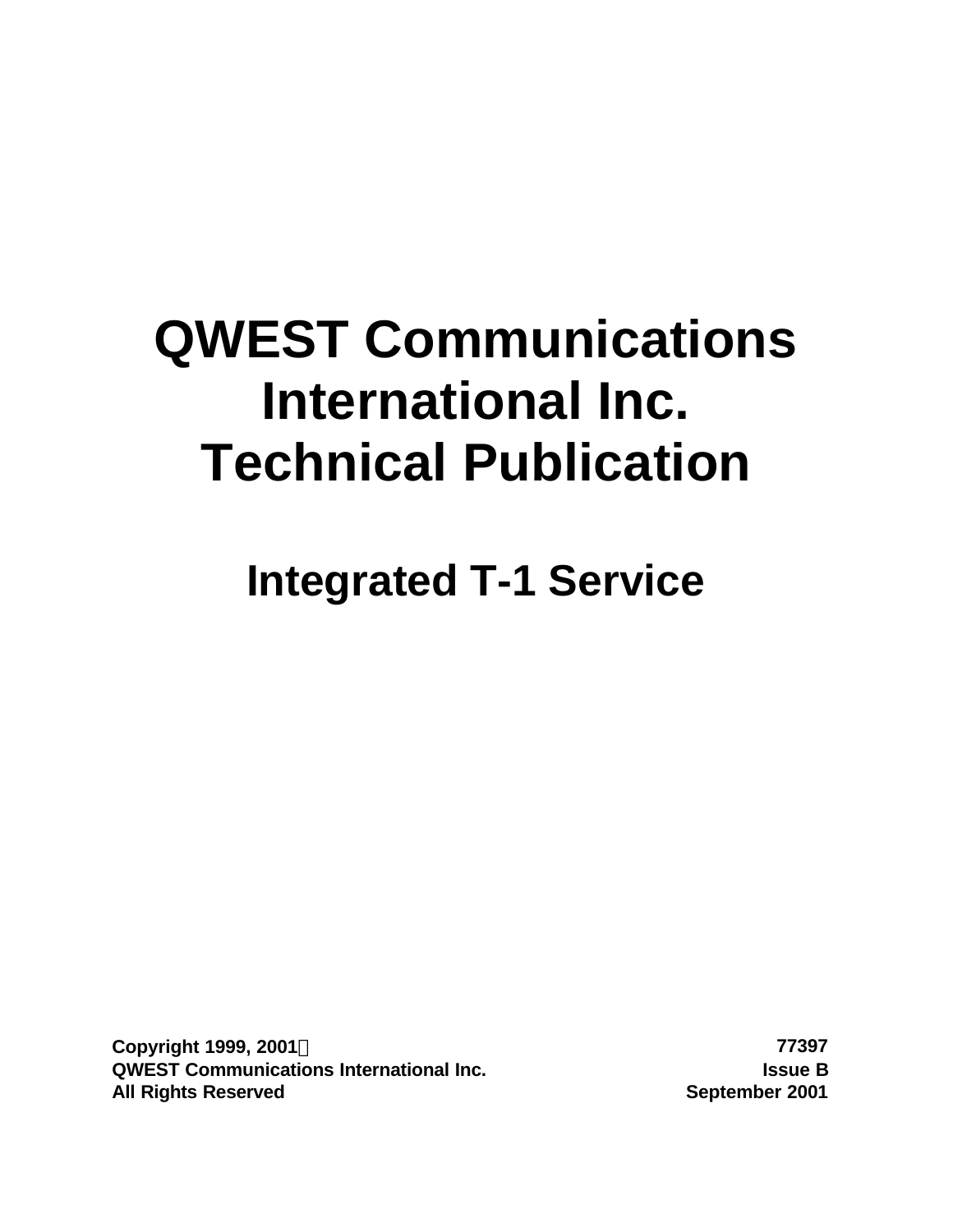# QWEST Communications International Inc. Technical Publication

## Integrated T-1 Service

**Copyright 1999, 2001©**
**QWEST Communications International Inc.**
**All Rights Reserved**

**77397**
**Issue B**
**September 2001**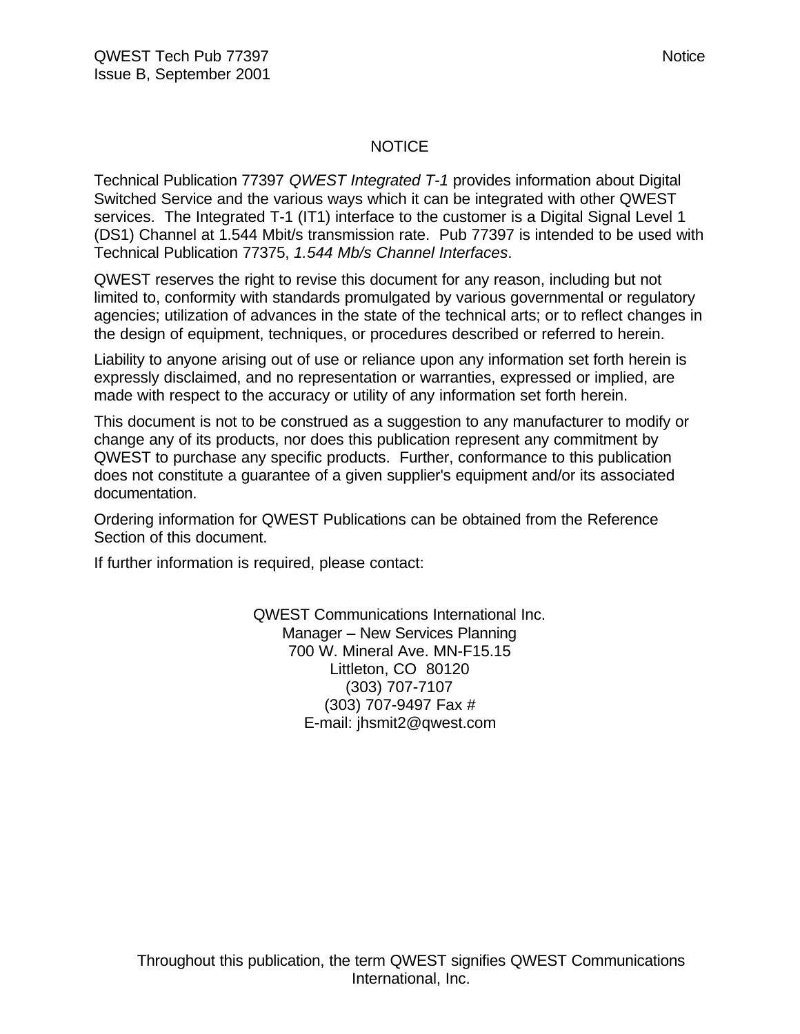# NOTICE

Technical Publication 77397 *QWEST Integrated T-1* provides information about Digital Switched Service and the various ways which it can be integrated with other QWEST services. The Integrated T-1 (IT1) interface to the customer is a Digital Signal Level 1 (DS1) Channel at 1.544 Mbit/s transmission rate. Pub 77397 is intended to be used with Technical Publication 77375, *1.544 Mb/s Channel Interfaces*.

QWEST reserves the right to revise this document for any reason, including but not limited to, conformity with standards promulgated by various governmental or regulatory agencies; utilization of advances in the state of the technical arts; or to reflect changes in the design of equipment, techniques, or procedures described or referred to herein.

Liability to anyone arising out of use or reliance upon any information set forth herein is expressly disclaimed, and no representation or warranties, expressed or implied, are made with respect to the accuracy or utility of any information set forth herein.

This document is not to be construed as a suggestion to any manufacturer to modify or change any of its products, nor does this publication represent any commitment by QWEST to purchase any specific products. Further, conformance to this publication does not constitute a guarantee of a given supplier's equipment and/or its associated documentation.

Ordering information for QWEST Publications can be obtained from the Reference Section of this document.

If further information is required, please contact:

QWEST Communications International Inc.
Manager – New Services Planning
700 W. Mineral Ave. MN-F15.15
Littleton, CO 80120
(303) 707-7107
(303) 707-9497 Fax #
E-mail: jhsmit2@qwest.com

Throughout this publication, the term QWEST signifies QWEST Communications International, Inc.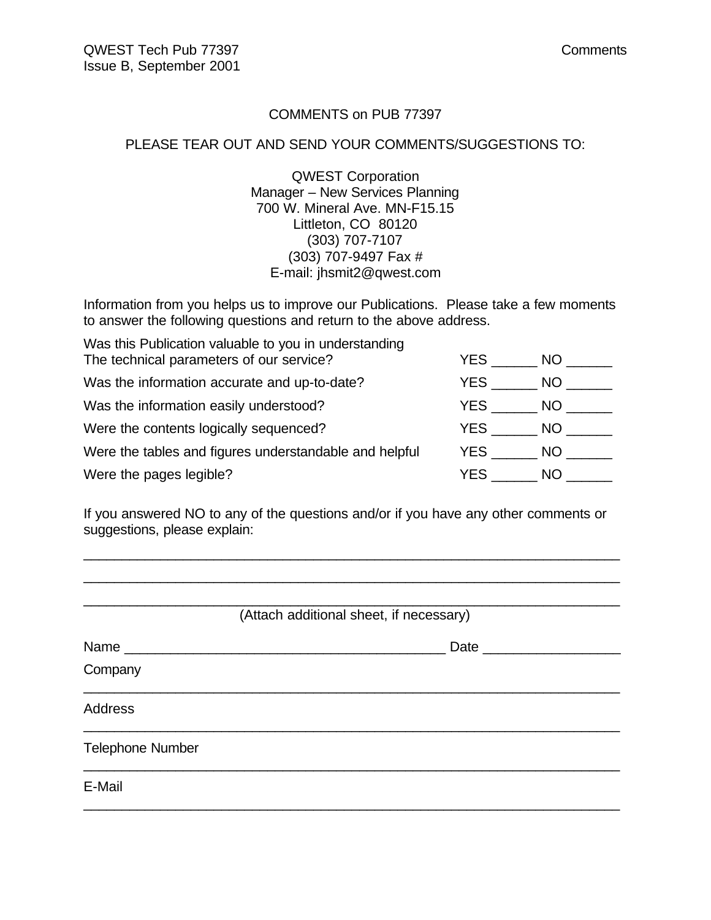COMMENTS on PUB 77397

PLEASE TEAR OUT AND SEND YOUR COMMENTS/SUGGESTIONS TO:

QWEST Corporation
Manager – New Services Planning
700 W. Mineral Ave. MN-F15.15
Littleton, CO 80120
(303) 707-7107
(303) 707-9497 Fax #
E-mail: jhsmit2@qwest.com

Information from you helps us to improve our Publications. Please take a few moments to answer the following questions and return to the above address.

| | |
|---|---|
| Was this Publication valuable to you in understanding The technical parameters of our service? | YES ______ NO ______ |
| Was the information accurate and up-to-date? | YES ______ NO ______ |
| Was the information easily understood? | YES ______ NO ______ |
| Were the contents logically sequenced? | YES ______ NO ______ |
| Were the tables and figures understandable and helpful | YES ______ NO ______ |
| Were the pages legible? | YES ______ NO ______ |

If you answered NO to any of the questions and/or if you have any other comments or suggestions, please explain:

______________________________________________________________________

______________________________________________________________________

______________________________________________________________________

(Attach additional sheet, if necessary)

Name ________________________________________ Date _________________

Company
______________________________________________________________________

Address
______________________________________________________________________

Telephone Number
______________________________________________________________________

E-Mail
______________________________________________________________________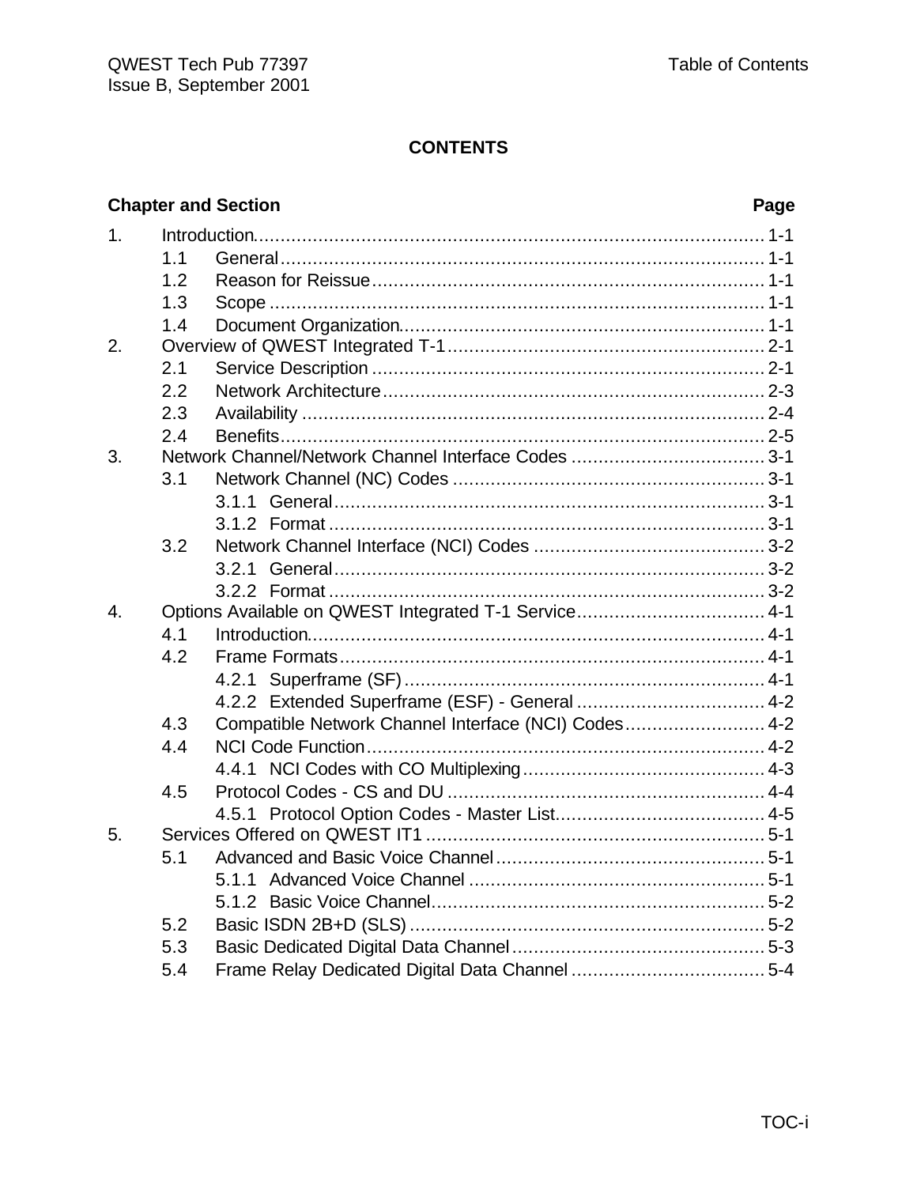**CONTENTS**

| Chapter and Section | | | Page |
|---|---|---|---|
| 1. | Introduction | | 1-1 |
| | 1.1 | General | 1-1 |
| | 1.2 | Reason for Reissue | 1-1 |
| | 1.3 | Scope | 1-1 |
| | 1.4 | Document Organization | 1-1 |
| 2. | Overview of QWEST Integrated T-1 | | 2-1 |
| | 2.1 | Service Description | 2-1 |
| | 2.2 | Network Architecture | 2-3 |
| | 2.3 | Availability | 2-4 |
| | 2.4 | Benefits | 2-5 |
| 3. | Network Channel/Network Channel Interface Codes | | 3-1 |
| | 3.1 | Network Channel (NC) Codes | 3-1 |
| | | 3.1.1 General | 3-1 |
| | | 3.1.2 Format | 3-1 |
| | 3.2 | Network Channel Interface (NCI) Codes | 3-2 |
| | | 3.2.1 General | 3-2 |
| | | 3.2.2 Format | 3-2 |
| 4. | Options Available on QWEST Integrated T-1 Service | | 4-1 |
| | 4.1 | Introduction | 4-1 |
| | 4.2 | Frame Formats | 4-1 |
| | | 4.2.1 Superframe (SF) | 4-1 |
| | | 4.2.2 Extended Superframe (ESF) - General | 4-2 |
| | 4.3 | Compatible Network Channel Interface (NCI) Codes | 4-2 |
| | 4.4 | NCI Code Function | 4-2 |
| | | 4.4.1 NCI Codes with CO Multiplexing | 4-3 |
| | 4.5 | Protocol Codes - CS and DU | 4-4 |
| | | 4.5.1 Protocol Option Codes - Master List | 4-5 |
| 5. | Services Offered on QWEST IT1 | | 5-1 |
| | 5.1 | Advanced and Basic Voice Channel | 5-1 |
| | | 5.1.1 Advanced Voice Channel | 5-1 |
| | | 5.1.2 Basic Voice Channel | 5-2 |
| | 5.2 | Basic ISDN 2B+D (SLS) | 5-2 |
| | 5.3 | Basic Dedicated Digital Data Channel | 5-3 |
| | 5.4 | Frame Relay Dedicated Digital Data Channel | 5-4 |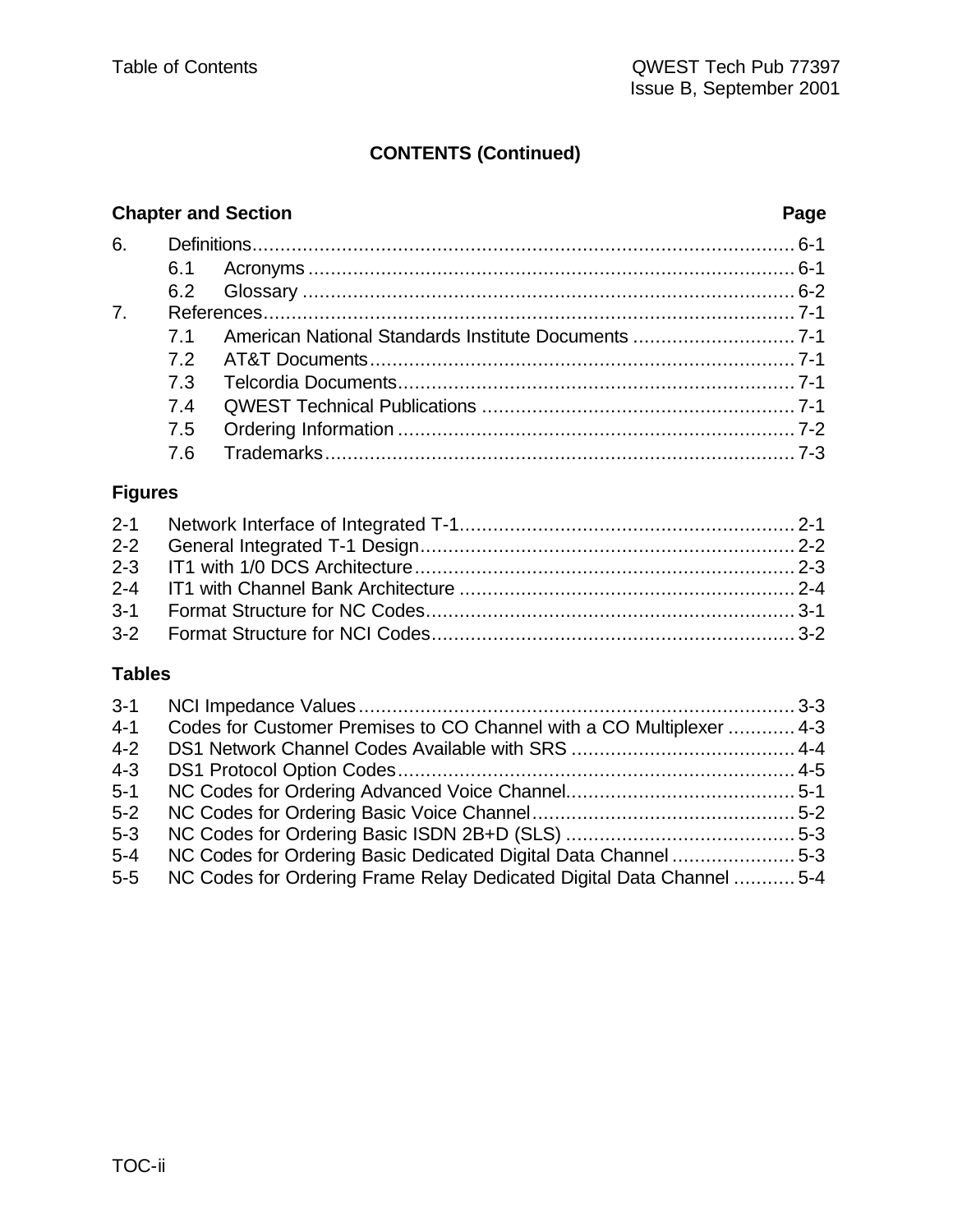**CONTENTS (Continued)**

| Chapter and Section | | | Page |
|---|---|---|---|
| 6. | Definitions | | 6-1 |
| | 6.1 | Acronyms | 6-1 |
| | 6.2 | Glossary | 6-2 |
| 7. | References | | 7-1 |
| | 7.1 | American National Standards Institute Documents | 7-1 |
| | 7.2 | AT&T Documents | 7-1 |
| | 7.3 | Telcordia Documents | 7-1 |
| | 7.4 | QWEST Technical Publications | 7-1 |
| | 7.5 | Ordering Information | 7-2 |
| | 7.6 | Trademarks | 7-3 |

**Figures**

| | | |
|---|---|---|
| 2-1 | Network Interface of Integrated T-1 | 2-1 |
| 2-2 | General Integrated T-1 Design | 2-2 |
| 2-3 | IT1 with 1/0 DCS Architecture | 2-3 |
| 2-4 | IT1 with Channel Bank Architecture | 2-4 |
| 3-1 | Format Structure for NC Codes | 3-1 |
| 3-2 | Format Structure for NCI Codes | 3-2 |

**Tables**

| | | |
|---|---|---|
| 3-1 | NCI Impedance Values | 3-3 |
| 4-1 | Codes for Customer Premises to CO Channel with a CO Multiplexer | 4-3 |
| 4-2 | DS1 Network Channel Codes Available with SRS | 4-4 |
| 4-3 | DS1 Protocol Option Codes | 4-5 |
| 5-1 | NC Codes for Ordering Advanced Voice Channel | 5-1 |
| 5-2 | NC Codes for Ordering Basic Voice Channel | 5-2 |
| 5-3 | NC Codes for Ordering Basic ISDN 2B+D (SLS) | 5-3 |
| 5-4 | NC Codes for Ordering Basic Dedicated Digital Data Channel | 5-3 |
| 5-5 | NC Codes for Ordering Frame Relay Dedicated Digital Data Channel | 5-4 |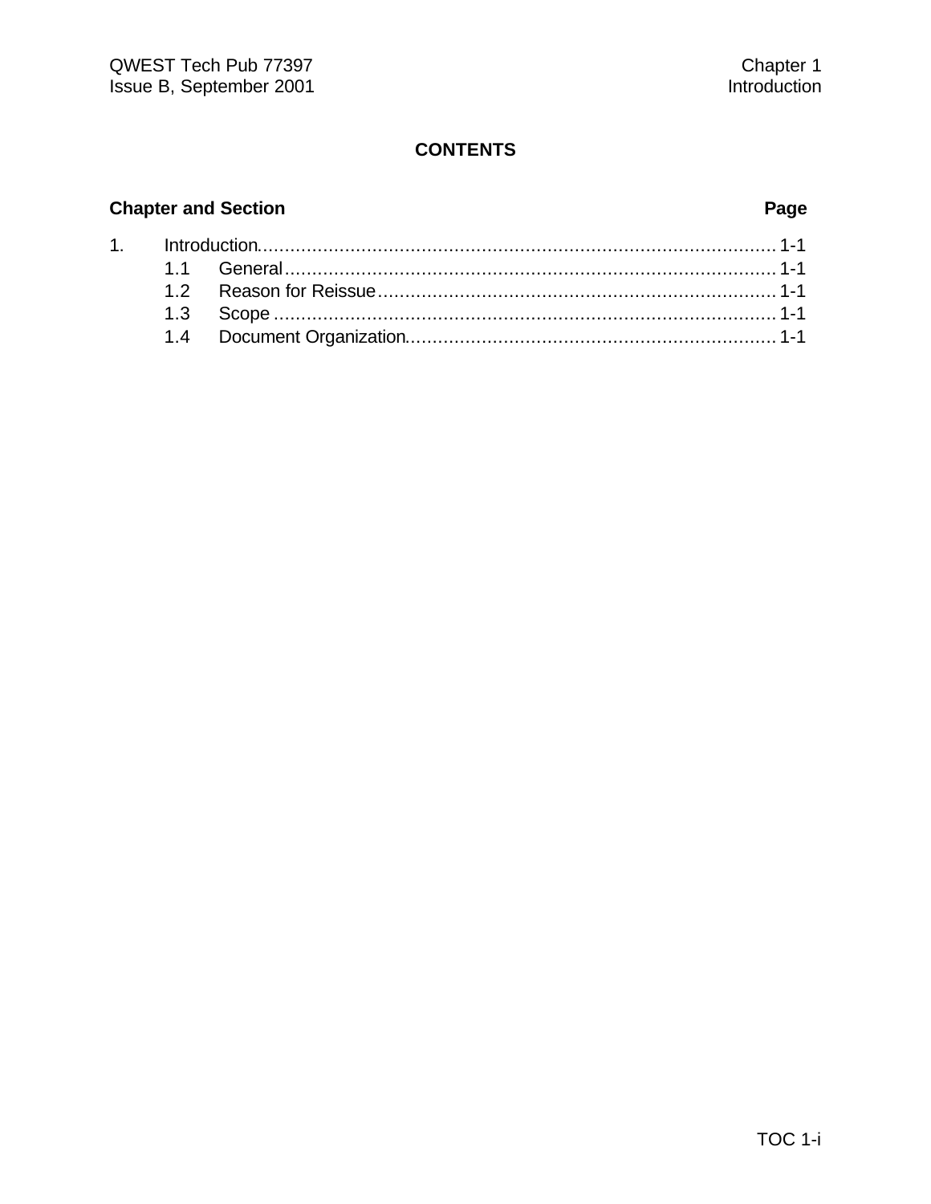## CONTENTS

| Chapter and Section | Page |
|---|---|
| 1. Introduction | 1-1 |
| 1.1 General | 1-1 |
| 1.2 Reason for Reissue | 1-1 |
| 1.3 Scope | 1-1 |
| 1.4 Document Organization | 1-1 |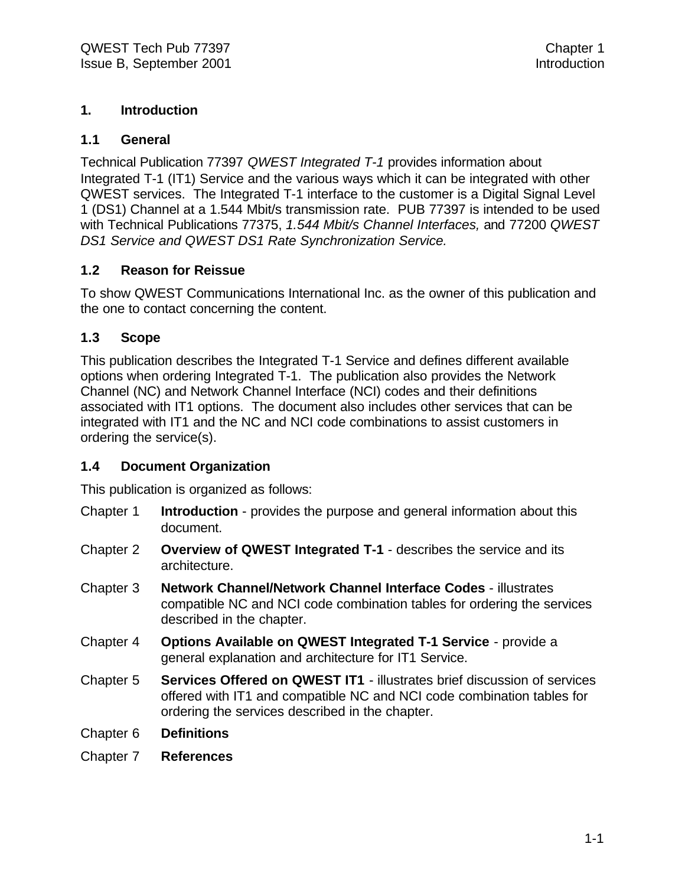# 1. Introduction

## 1.1 General

Technical Publication 77397 *QWEST Integrated T-1* provides information about Integrated T-1 (IT1) Service and the various ways which it can be integrated with other QWEST services. The Integrated T-1 interface to the customer is a Digital Signal Level 1 (DS1) Channel at a 1.544 Mbit/s transmission rate. PUB 77397 is intended to be used with Technical Publications 77375, *1.544 Mbit/s Channel Interfaces,* and 77200 *QWEST DS1 Service and QWEST DS1 Rate Synchronization Service.*

## 1.2 Reason for Reissue

To show QWEST Communications International Inc. as the owner of this publication and the one to contact concerning the content.

## 1.3 Scope

This publication describes the Integrated T-1 Service and defines different available options when ordering Integrated T-1. The publication also provides the Network Channel (NC) and Network Channel Interface (NCI) codes and their definitions associated with IT1 options. The document also includes other services that can be integrated with IT1 and the NC and NCI code combinations to assist customers in ordering the service(s).

## 1.4 Document Organization

This publication is organized as follows:

Chapter 1 **Introduction** - provides the purpose and general information about this document.

Chapter 2 **Overview of QWEST Integrated T-1** - describes the service and its architecture.

Chapter 3 **Network Channel/Network Channel Interface Codes** - illustrates compatible NC and NCI code combination tables for ordering the services described in the chapter.

Chapter 4 **Options Available on QWEST Integrated T-1 Service** - provide a general explanation and architecture for IT1 Service.

Chapter 5 **Services Offered on QWEST IT1** - illustrates brief discussion of services offered with IT1 and compatible NC and NCI code combination tables for ordering the services described in the chapter.

Chapter 6 **Definitions**

Chapter 7 **References**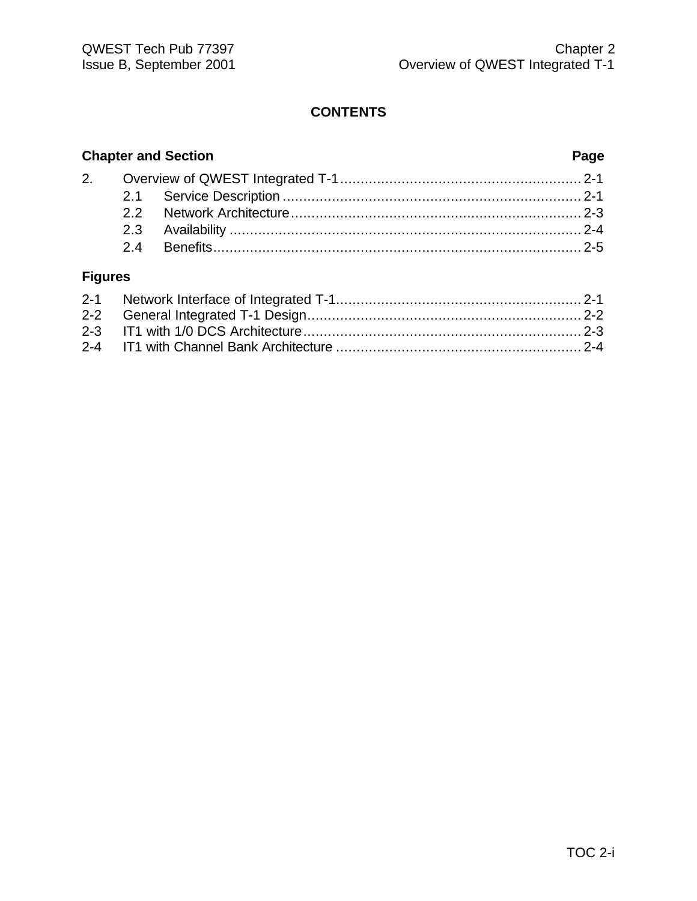## CONTENTS

| Chapter and Section | | Page |
|---|---|---|
| 2. | Overview of QWEST Integrated T-1 | 2-1 |
| | 2.1 Service Description | 2-1 |
| | 2.2 Network Architecture | 2-3 |
| | 2.3 Availability | 2-4 |
| | 2.4 Benefits | 2-5 |

**Figures**

| | | |
|---|---|---|
| 2-1 | Network Interface of Integrated T-1 | 2-1 |
| 2-2 | General Integrated T-1 Design | 2-2 |
| 2-3 | IT1 with 1/0 DCS Architecture | 2-3 |
| 2-4 | IT1 with Channel Bank Architecture | 2-4 |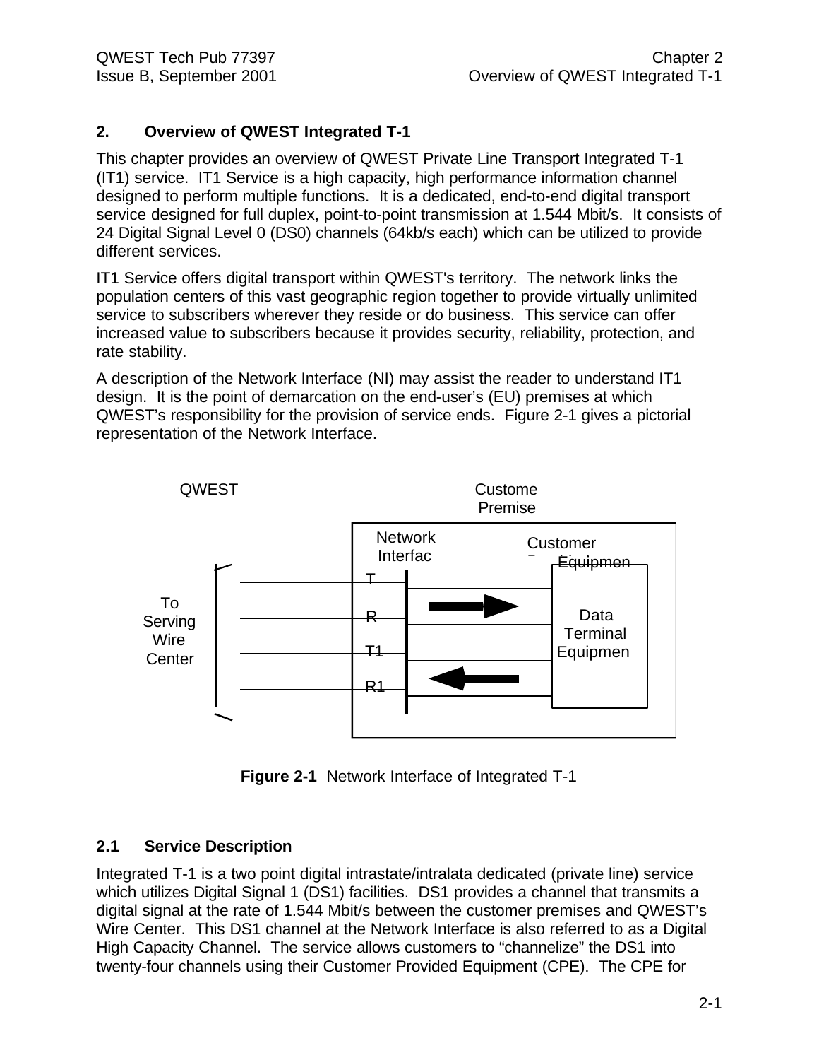## 2. Overview of QWEST Integrated T-1

This chapter provides an overview of QWEST Private Line Transport Integrated T-1 (IT1) service. IT1 Service is a high capacity, high performance information channel designed to perform multiple functions. It is a dedicated, end-to-end digital transport service designed for full duplex, point-to-point transmission at 1.544 Mbit/s. It consists of 24 Digital Signal Level 0 (DS0) channels (64kb/s each) which can be utilized to provide different services.

IT1 Service offers digital transport within QWEST's territory. The network links the population centers of this vast geographic region together to provide virtually unlimited service to subscribers wherever they reside or do business. This service can offer increased value to subscribers because it provides security, reliability, protection, and rate stability.

A description of the Network Interface (NI) may assist the reader to understand IT1 design. It is the point of demarcation on the end-user's (EU) premises at which QWEST's responsibility for the provision of service ends. Figure 2-1 gives a pictorial representation of the Network Interface.

QWEST

Custome Premise

Network Interfac

Customer Equipmen

To Serving Wire Center

T

R

T1

R1

Data Terminal Equipmen

**Figure 2-1** Network Interface of Integrated T-1

### 2.1 Service Description

Integrated T-1 is a two point digital intrastate/intralata dedicated (private line) service which utilizes Digital Signal 1 (DS1) facilities. DS1 provides a channel that transmits a digital signal at the rate of 1.544 Mbit/s between the customer premises and QWEST's Wire Center. This DS1 channel at the Network Interface is also referred to as a Digital High Capacity Channel. The service allows customers to "channelize" the DS1 into twenty-four channels using their Customer Provided Equipment (CPE). The CPE for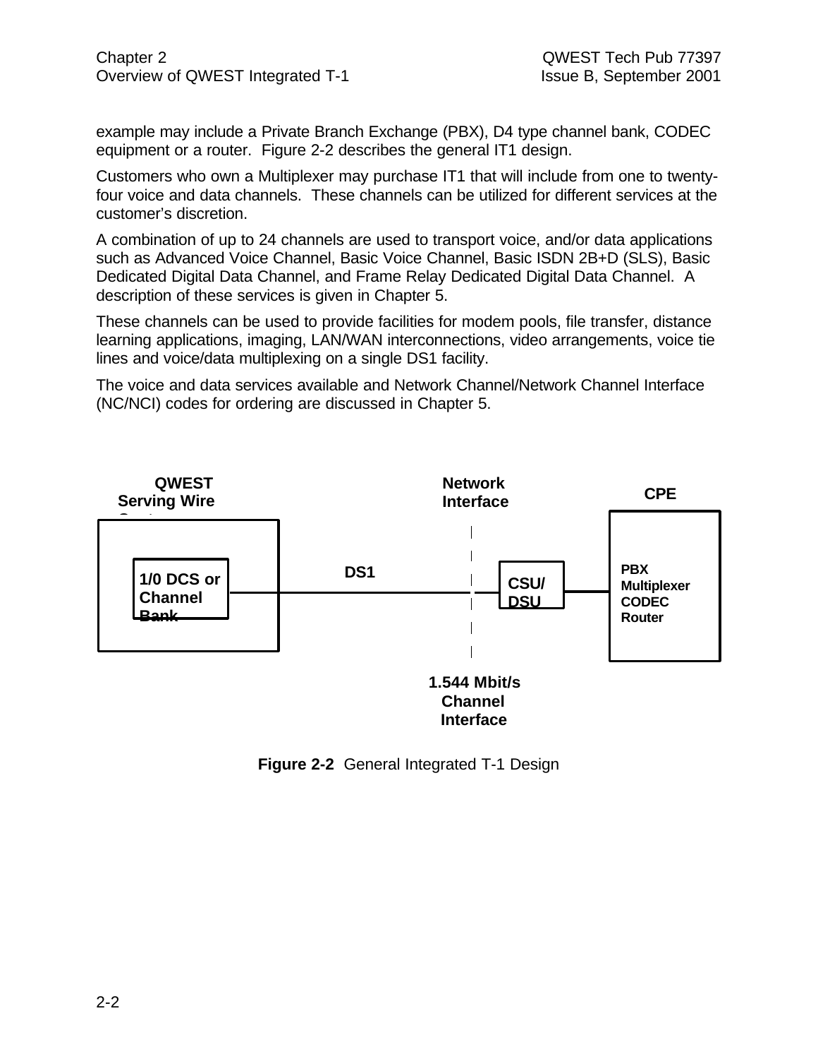example may include a Private Branch Exchange (PBX), D4 type channel bank, CODEC equipment or a router. Figure 2-2 describes the general IT1 design.

Customers who own a Multiplexer may purchase IT1 that will include from one to twenty-four voice and data channels. These channels can be utilized for different services at the customer's discretion.

A combination of up to 24 channels are used to transport voice, and/or data applications such as Advanced Voice Channel, Basic Voice Channel, Basic ISDN 2B+D (SLS), Basic Dedicated Digital Data Channel, and Frame Relay Dedicated Digital Data Channel. A description of these services is given in Chapter 5.

These channels can be used to provide facilities for modem pools, file transfer, distance learning applications, imaging, LAN/WAN interconnections, video arrangements, voice tie lines and voice/data multiplexing on a single DS1 facility.

The voice and data services available and Network Channel/Network Channel Interface (NC/NCI) codes for ordering are discussed in Chapter 5.

**QWEST Serving Wire Center** | **Network Interface** | **CPE**

**1/0 DCS or Channel Bank** — **DS1** — **CSU/DSU** — **PBX Multiplexer CODEC Router**

**1.544 Mbit/s Channel Interface**

**Figure 2-2** General Integrated T-1 Design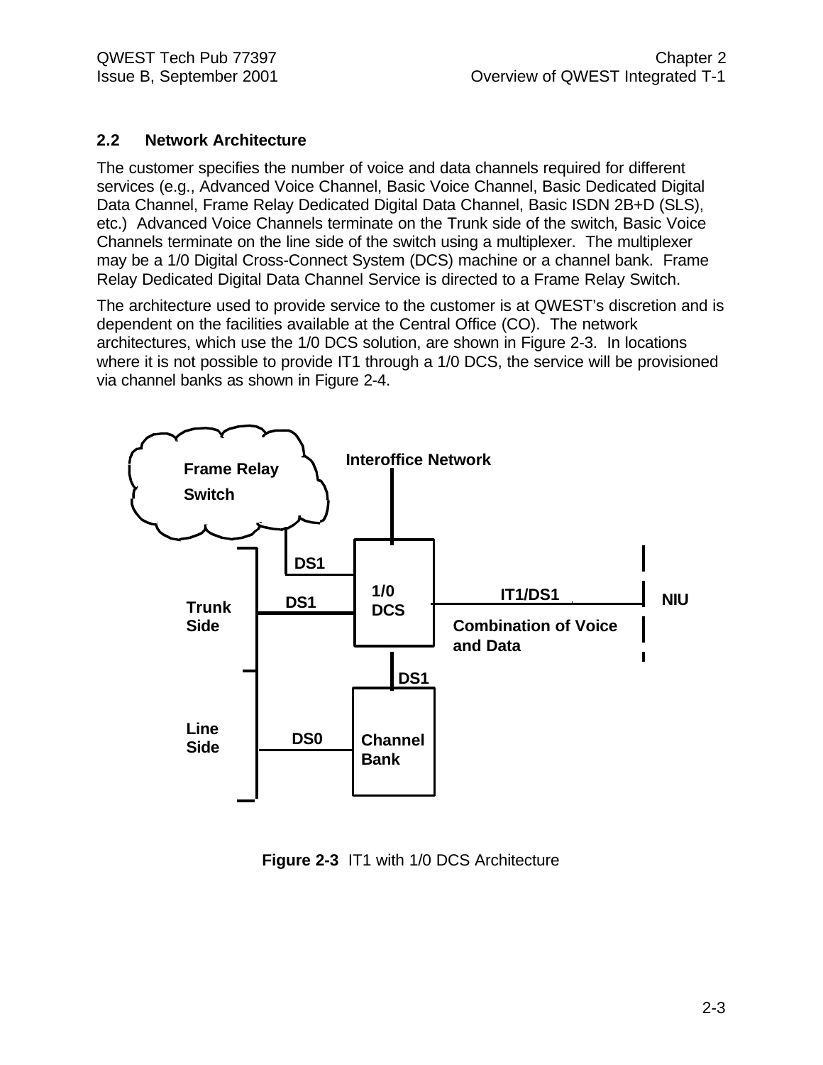## 2.2 Network Architecture

The customer specifies the number of voice and data channels required for different services (e.g., Advanced Voice Channel, Basic Voice Channel, Basic Dedicated Digital Data Channel, Frame Relay Dedicated Digital Data Channel, Basic ISDN 2B+D (SLS), etc.) Advanced Voice Channels terminate on the Trunk side of the switch, Basic Voice Channels terminate on the line side of the switch using a multiplexer. The multiplexer may be a 1/0 Digital Cross-Connect System (DCS) machine or a channel bank. Frame Relay Dedicated Digital Data Channel Service is directed to a Frame Relay Switch.

The architecture used to provide service to the customer is at QWEST's discretion and is dependent on the facilities available at the Central Office (CO). The network architectures, which use the 1/0 DCS solution, are shown in Figure 2-3. In locations where it is not possible to provide IT1 through a 1/0 DCS, the service will be provisioned via channel banks as shown in Figure 2-4.

Frame Relay Switch

Interoffice Network

DS1

Trunk Side

DS1

1/0 DCS

IT1/DS1

NIU

Combination of Voice and Data

DS1

Line Side

DS0

Channel Bank

**Figure 2-3** IT1 with 1/0 DCS Architecture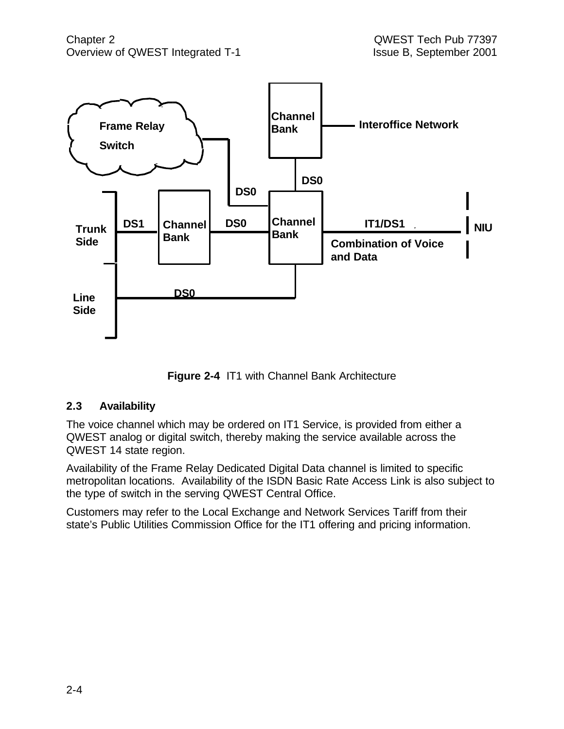Frame Relay Switch

Channel Bank

Interoffice Network

DS0

DS0

Trunk Side

DS1

Channel Bank

DS0

Channel Bank

IT1/DS1

NIU

Combination of Voice and Data

Line Side

DS0

**Figure 2-4** IT1 with Channel Bank Architecture

## 2.3 Availability

The voice channel which may be ordered on IT1 Service, is provided from either a QWEST analog or digital switch, thereby making the service available across the QWEST 14 state region.

Availability of the Frame Relay Dedicated Digital Data channel is limited to specific metropolitan locations. Availability of the ISDN Basic Rate Access Link is also subject to the type of switch in the serving QWEST Central Office.

Customers may refer to the Local Exchange and Network Services Tariff from their state's Public Utilities Commission Office for the IT1 offering and pricing information.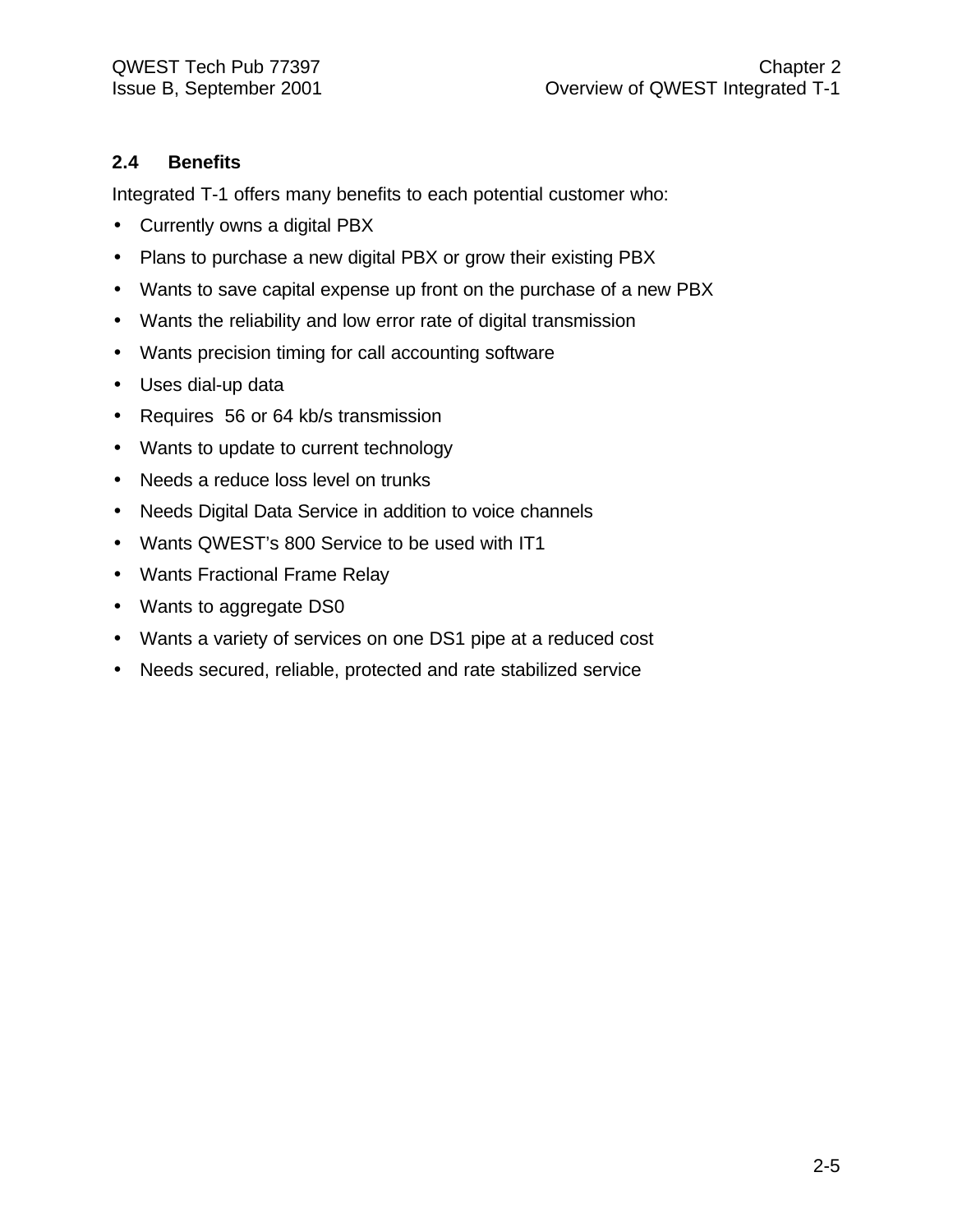## 2.4 Benefits

Integrated T-1 offers many benefits to each potential customer who:

- Currently owns a digital PBX
- Plans to purchase a new digital PBX or grow their existing PBX
- Wants to save capital expense up front on the purchase of a new PBX
- Wants the reliability and low error rate of digital transmission
- Wants precision timing for call accounting software
- Uses dial-up data
- Requires 56 or 64 kb/s transmission
- Wants to update to current technology
- Needs a reduce loss level on trunks
- Needs Digital Data Service in addition to voice channels
- Wants QWEST's 800 Service to be used with IT1
- Wants Fractional Frame Relay
- Wants to aggregate DS0
- Wants a variety of services on one DS1 pipe at a reduced cost
- Needs secured, reliable, protected and rate stabilized service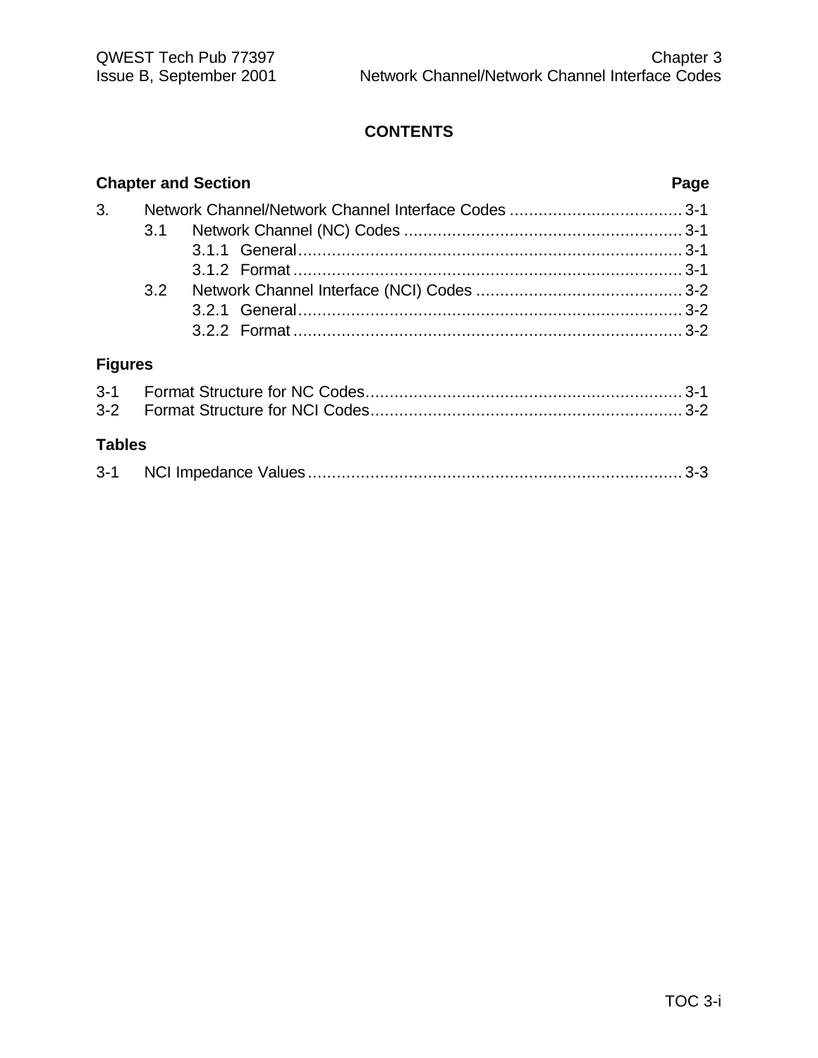# CONTENTS

| Chapter and Section | | | Page |
|---|---|---|---|
| 3. | Network Channel/Network Channel Interface Codes | | 3-1 |
| | 3.1 | Network Channel (NC) Codes | 3-1 |
| | | 3.1.1 General | 3-1 |
| | | 3.1.2 Format | 3-1 |
| | 3.2 | Network Channel Interface (NCI) Codes | 3-2 |
| | | 3.2.1 General | 3-2 |
| | | 3.2.2 Format | 3-2 |

## Figures

| | | |
|---|---|---|
| 3-1 | Format Structure for NC Codes | 3-1 |
| 3-2 | Format Structure for NCI Codes | 3-2 |

## Tables

| | | |
|---|---|---|
| 3-1 | NCI Impedance Values | 3-3 |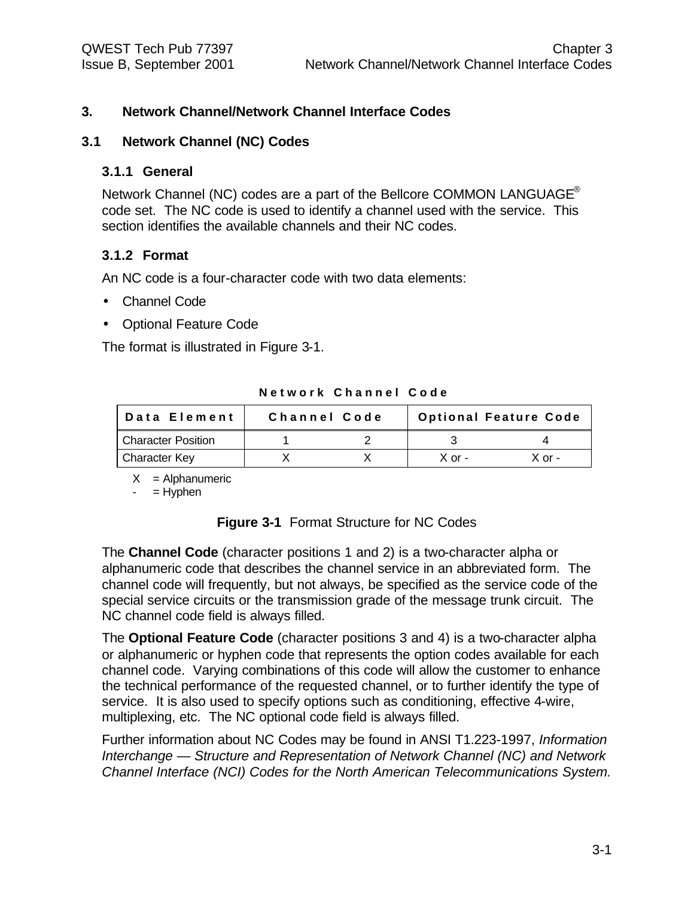# 3. Network Channel/Network Channel Interface Codes

## 3.1 Network Channel (NC) Codes

### 3.1.1 General

Network Channel (NC) codes are a part of the Bellcore COMMON LANGUAGE® code set. The NC code is used to identify a channel used with the service. This section identifies the available channels and their NC codes.

### 3.1.2 Format

An NC code is a four-character code with two data elements:

- Channel Code
- Optional Feature Code

The format is illustrated in Figure 3-1.

**Network Channel Code**

| Data Element | Channel Code | | Optional Feature Code | |
|---|---|---|---|---|
| Character Position | 1 | 2 | 3 | 4 |
| Character Key | X | X | X or - | X or - |

X = Alphanumeric
- = Hyphen

**Figure 3-1** Format Structure for NC Codes

The **Channel Code** (character positions 1 and 2) is a two-character alpha or alphanumeric code that describes the channel service in an abbreviated form. The channel code will frequently, but not always, be specified as the service code of the special service circuits or the transmission grade of the message trunk circuit. The NC channel code field is always filled.

The **Optional Feature Code** (character positions 3 and 4) is a two-character alpha or alphanumeric or hyphen code that represents the option codes available for each channel code. Varying combinations of this code will allow the customer to enhance the technical performance of the requested channel, or to further identify the type of service. It is also used to specify options such as conditioning, effective 4-wire, multiplexing, etc. The NC optional code field is always filled.

Further information about NC Codes may be found in ANSI T1.223-1997, *Information Interchange — Structure and Representation of Network Channel (NC) and Network Channel Interface (NCI) Codes for the North American Telecommunications System.*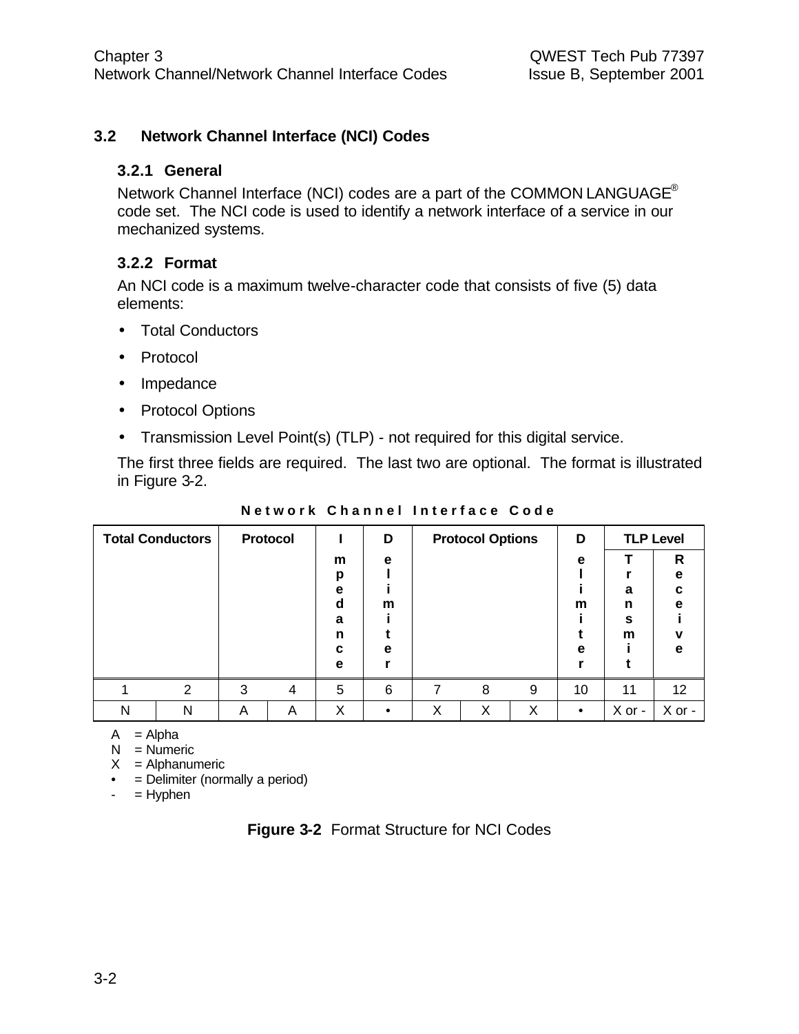## 3.2 Network Channel Interface (NCI) Codes

### 3.2.1 General

Network Channel Interface (NCI) codes are a part of the COMMON LANGUAGE® code set. The NCI code is used to identify a network interface of a service in our mechanized systems.

### 3.2.2 Format

An NCI code is a maximum twelve-character code that consists of five (5) data elements:

- Total Conductors
- Protocol
- Impedance
- Protocol Options
- Transmission Level Point(s) (TLP) - not required for this digital service.

The first three fields are required. The last two are optional. The format is illustrated in Figure 3-2.

**Network Channel Interface Code**

| Total Conductors | | Protocol | | Impedance | Delimiter | Protocol Options | | | Delimiter | TLP Level | |
|---|---|---|---|---|---|---|---|---|---|---|---|
| | | | | | | | | | | Transmit | Receive |
| 1 | 2 | 3 | 4 | 5 | 6 | 7 | 8 | 9 | 10 | 11 | 12 |
| N | N | A | A | X | • | X | X | X | • | X or - | X or - |

A = Alpha
N = Numeric
X = Alphanumeric
• = Delimiter (normally a period)
- = Hyphen

**Figure 3-2** Format Structure for NCI Codes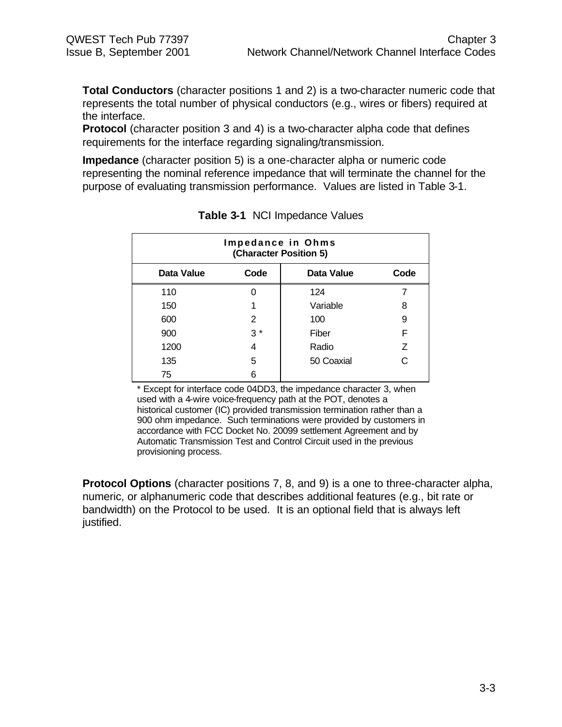**Total Conductors** (character positions 1 and 2) is a two-character numeric code that represents the total number of physical conductors (e.g., wires or fibers) required at the interface.

**Protocol** (character position 3 and 4) is a two-character alpha code that defines requirements for the interface regarding signaling/transmission.

**Impedance** (character position 5) is a one-character alpha or numeric code representing the nominal reference impedance that will terminate the channel for the purpose of evaluating transmission performance. Values are listed in Table 3-1.

**Table 3-1** NCI Impedance Values

| Impedance in Ohms (Character Position 5) | | | |
|---|---|---|---|
| **Data Value** | **Code** | **Data Value** | **Code** |
| 110 | 0 | 124 | 7 |
| 150 | 1 | Variable | 8 |
| 600 | 2 | 100 | 9 |
| 900 | 3 * | Fiber | F |
| 1200 | 4 | Radio | Z |
| 135 | 5 | 50 Coaxial | C |
| 75 | 6 | | |

* Except for interface code 04DD3, the impedance character 3, when used with a 4-wire voice-frequency path at the POT, denotes a historical customer (IC) provided transmission termination rather than a 900 ohm impedance. Such terminations were provided by customers in accordance with FCC Docket No. 20099 settlement Agreement and by Automatic Transmission Test and Control Circuit used in the previous provisioning process.

**Protocol Options** (character positions 7, 8, and 9) is a one to three-character alpha, numeric, or alphanumeric code that describes additional features (e.g., bit rate or bandwidth) on the Protocol to be used. It is an optional field that is always left justified.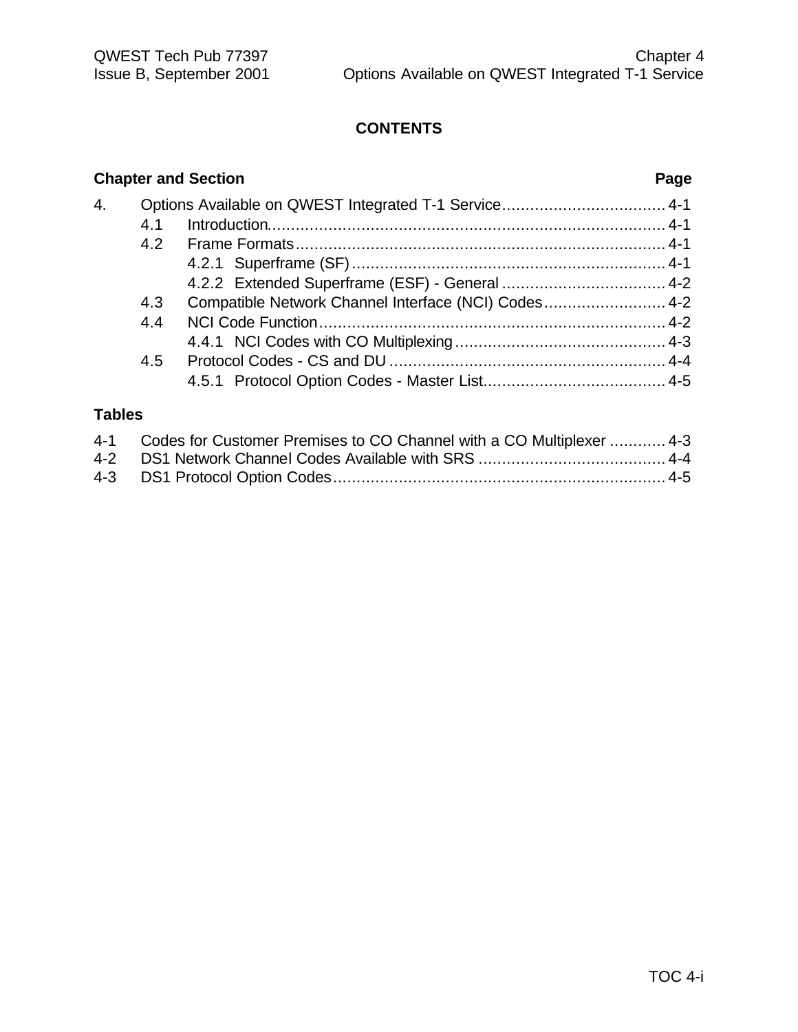# CONTENTS

| Chapter and Section | | | Page |
|---|---|---|---|
| 4. | Options Available on QWEST Integrated T-1 Service | | 4-1 |
| | 4.1 | Introduction | 4-1 |
| | 4.2 | Frame Formats | 4-1 |
| | | 4.2.1 Superframe (SF) | 4-1 |
| | | 4.2.2 Extended Superframe (ESF) - General | 4-2 |
| | 4.3 | Compatible Network Channel Interface (NCI) Codes | 4-2 |
| | 4.4 | NCI Code Function | 4-2 |
| | | 4.4.1 NCI Codes with CO Multiplexing | 4-3 |
| | 4.5 | Protocol Codes - CS and DU | 4-4 |
| | | 4.5.1 Protocol Option Codes - Master List | 4-5 |

**Tables**

| | | |
|---|---|---|
| 4-1 | Codes for Customer Premises to CO Channel with a CO Multiplexer | 4-3 |
| 4-2 | DS1 Network Channel Codes Available with SRS | 4-4 |
| 4-3 | DS1 Protocol Option Codes | 4-5 |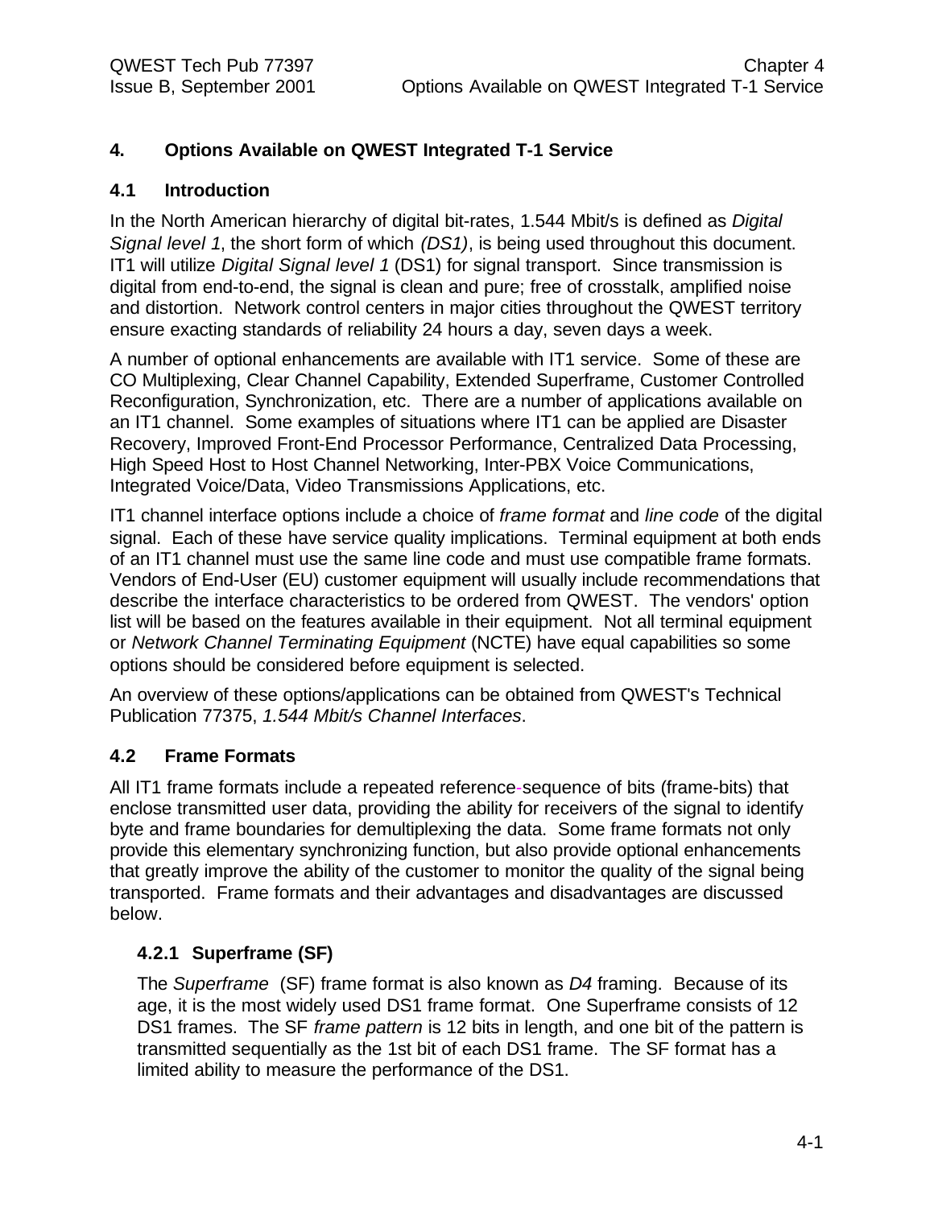# 4. Options Available on QWEST Integrated T-1 Service

## 4.1 Introduction

In the North American hierarchy of digital bit-rates, 1.544 Mbit/s is defined as *Digital Signal level 1*, the short form of which *(DS1)*, is being used throughout this document. IT1 will utilize *Digital Signal level 1* (DS1) for signal transport. Since transmission is digital from end-to-end, the signal is clean and pure; free of crosstalk, amplified noise and distortion. Network control centers in major cities throughout the QWEST territory ensure exacting standards of reliability 24 hours a day, seven days a week.

A number of optional enhancements are available with IT1 service. Some of these are CO Multiplexing, Clear Channel Capability, Extended Superframe, Customer Controlled Reconfiguration, Synchronization, etc. There are a number of applications available on an IT1 channel. Some examples of situations where IT1 can be applied are Disaster Recovery, Improved Front-End Processor Performance, Centralized Data Processing, High Speed Host to Host Channel Networking, Inter-PBX Voice Communications, Integrated Voice/Data, Video Transmissions Applications, etc.

IT1 channel interface options include a choice of *frame format* and *line code* of the digital signal. Each of these have service quality implications. Terminal equipment at both ends of an IT1 channel must use the same line code and must use compatible frame formats. Vendors of End-User (EU) customer equipment will usually include recommendations that describe the interface characteristics to be ordered from QWEST. The vendors' option list will be based on the features available in their equipment. Not all terminal equipment or *Network Channel Terminating Equipment* (NCTE) have equal capabilities so some options should be considered before equipment is selected.

An overview of these options/applications can be obtained from QWEST's Technical Publication 77375, *1.544 Mbit/s Channel Interfaces*.

## 4.2 Frame Formats

All IT1 frame formats include a repeated reference-sequence of bits (frame-bits) that enclose transmitted user data, providing the ability for receivers of the signal to identify byte and frame boundaries for demultiplexing the data. Some frame formats not only provide this elementary synchronizing function, but also provide optional enhancements that greatly improve the ability of the customer to monitor the quality of the signal being transported. Frame formats and their advantages and disadvantages are discussed below.

### 4.2.1 Superframe (SF)

The *Superframe* (SF) frame format is also known as *D4* framing. Because of its age, it is the most widely used DS1 frame format. One Superframe consists of 12 DS1 frames. The SF *frame pattern* is 12 bits in length, and one bit of the pattern is transmitted sequentially as the 1st bit of each DS1 frame. The SF format has a limited ability to measure the performance of the DS1.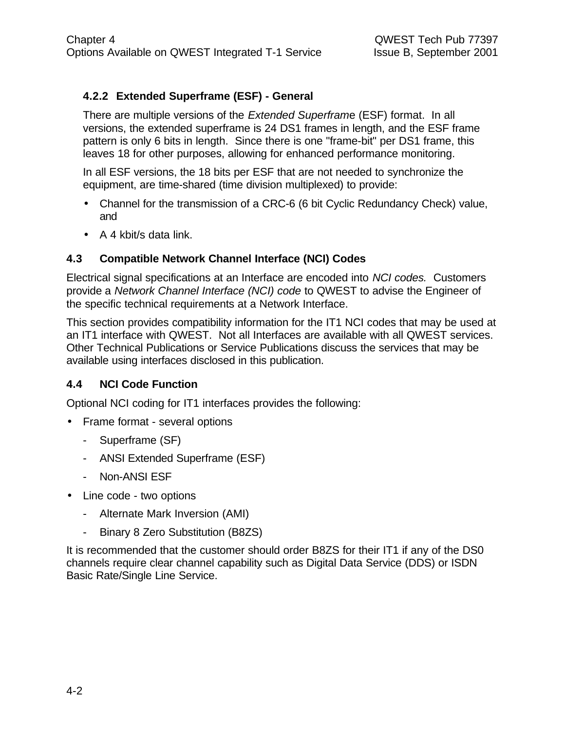### 4.2.2 Extended Superframe (ESF) - General

There are multiple versions of the *Extended Superframe* (ESF) format. In all versions, the extended superframe is 24 DS1 frames in length, and the ESF frame pattern is only 6 bits in length. Since there is one "frame-bit" per DS1 frame, this leaves 18 for other purposes, allowing for enhanced performance monitoring.

In all ESF versions, the 18 bits per ESF that are not needed to synchronize the equipment, are time-shared (time division multiplexed) to provide:

- Channel for the transmission of a CRC-6 (6 bit Cyclic Redundancy Check) value, and
- A 4 kbit/s data link.

## 4.3 Compatible Network Channel Interface (NCI) Codes

Electrical signal specifications at an Interface are encoded into *NCI codes.* Customers provide a *Network Channel Interface (NCI) code* to QWEST to advise the Engineer of the specific technical requirements at a Network Interface.

This section provides compatibility information for the IT1 NCI codes that may be used at an IT1 interface with QWEST. Not all Interfaces are available with all QWEST services. Other Technical Publications or Service Publications discuss the services that may be available using interfaces disclosed in this publication.

## 4.4 NCI Code Function

Optional NCI coding for IT1 interfaces provides the following:

- Frame format - several options
  - Superframe (SF)
  - ANSI Extended Superframe (ESF)
  - Non-ANSI ESF
- Line code - two options
  - Alternate Mark Inversion (AMI)
  - Binary 8 Zero Substitution (B8ZS)

It is recommended that the customer should order B8ZS for their IT1 if any of the DS0 channels require clear channel capability such as Digital Data Service (DDS) or ISDN Basic Rate/Single Line Service.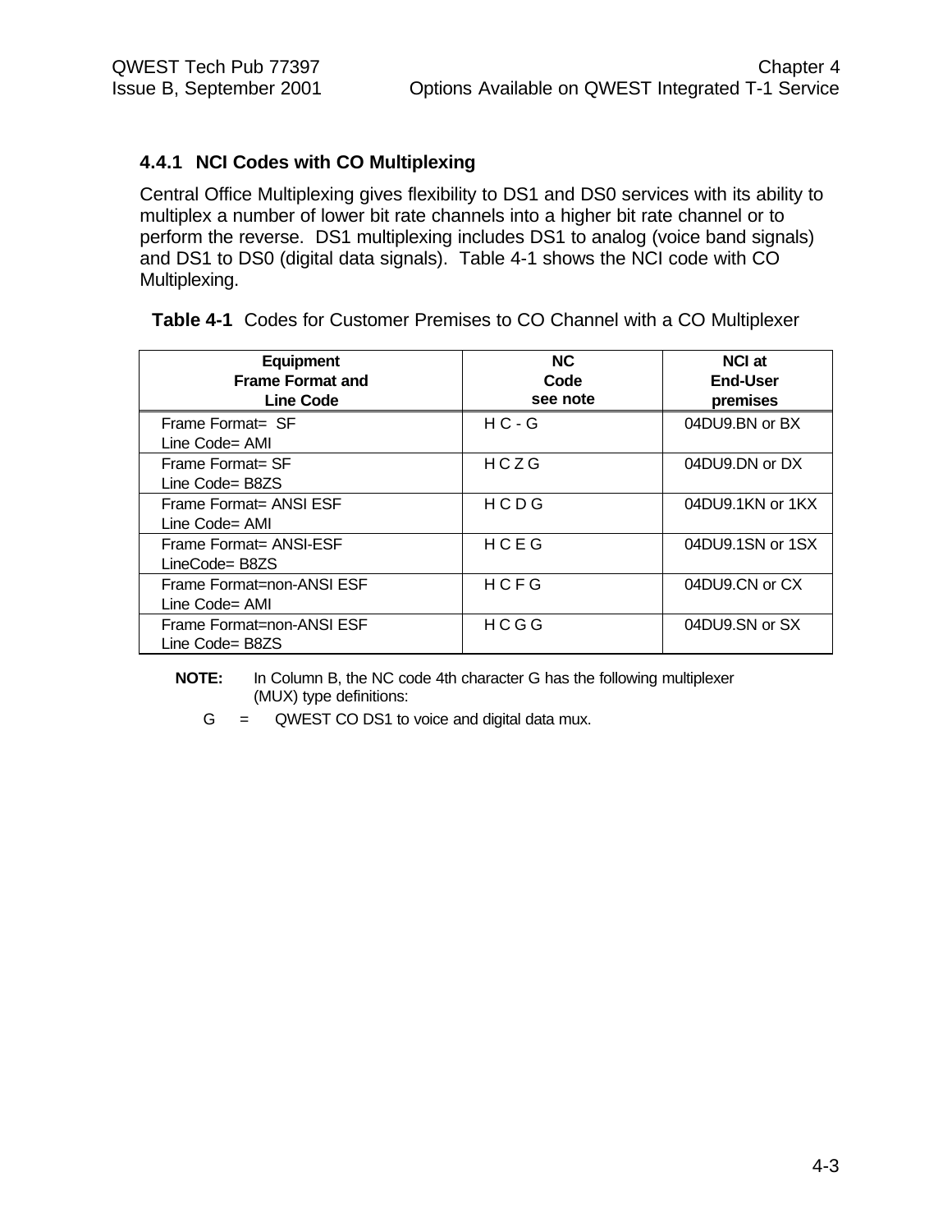### 4.4.1 NCI Codes with CO Multiplexing

Central Office Multiplexing gives flexibility to DS1 and DS0 services with its ability to multiplex a number of lower bit rate channels into a higher bit rate channel or to perform the reverse. DS1 multiplexing includes DS1 to analog (voice band signals) and DS1 to DS0 (digital data signals). Table 4-1 shows the NCI code with CO Multiplexing.

**Table 4-1** Codes for Customer Premises to CO Channel with a CO Multiplexer

| Equipment Frame Format and Line Code | NC Code see note | NCI at End-User premises |
|---|---|---|
| Frame Format= SF<br>Line Code= AMI | H C - G | 04DU9.BN or BX |
| Frame Format= SF<br>Line Code= B8ZS | H C Z G | 04DU9.DN or DX |
| Frame Format= ANSI ESF<br>Line Code= AMI | H C D G | 04DU9.1KN or 1KX |
| Frame Format= ANSI-ESF<br>LineCode= B8ZS | H C E G | 04DU9.1SN or 1SX |
| Frame Format=non-ANSI ESF<br>Line Code= AMI | H C F G | 04DU9.CN or CX |
| Frame Format=non-ANSI ESF<br>Line Code= B8ZS | H C G G | 04DU9.SN or SX |

**NOTE:** In Column B, the NC code 4th character G has the following multiplexer (MUX) type definitions:

G = QWEST CO DS1 to voice and digital data mux.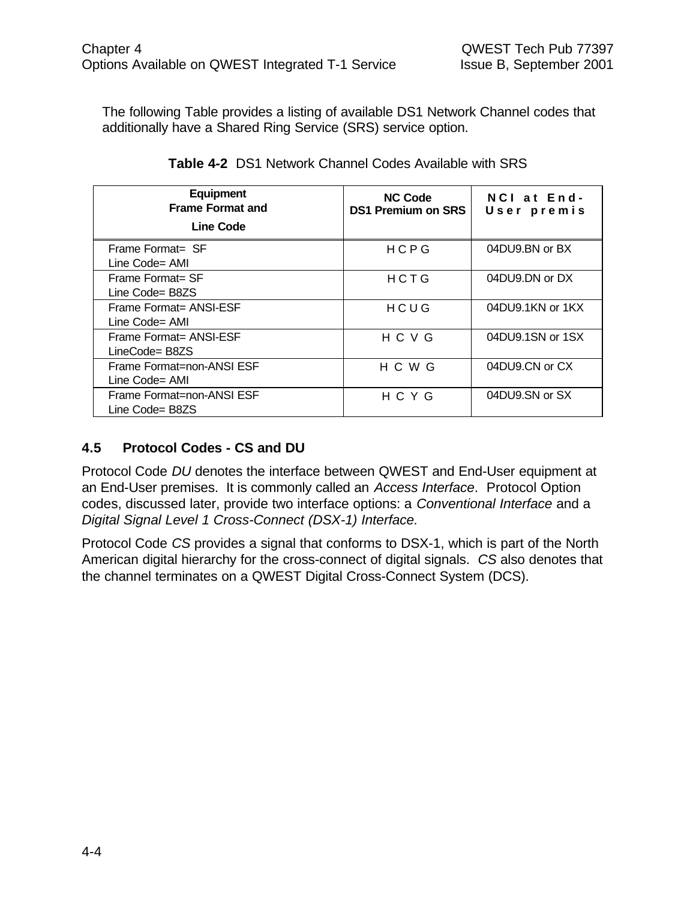The following Table provides a listing of available DS1 Network Channel codes that additionally have a Shared Ring Service (SRS) service option.

**Table 4-2** DS1 Network Channel Codes Available with SRS

| Equipment Frame Format and Line Code | NC Code DS1 Premium on SRS | NCI at End-User premis |
|---|---|---|
| Frame Format= SF<br>Line Code= AMI | HCPG | 04DU9.BN or BX |
| Frame Format= SF<br>Line Code= B8ZS | HCTG | 04DU9.DN or DX |
| Frame Format= ANSI-ESF<br>Line Code= AMI | HCUG | 04DU9.1KN or 1KX |
| Frame Format= ANSI-ESF<br>LineCode= B8ZS | HCVG | 04DU9.1SN or 1SX |
| Frame Format=non-ANSI ESF<br>Line Code= AMI | HCWG | 04DU9.CN or CX |
| Frame Format=non-ANSI ESF<br>Line Code= B8ZS | HCYG | 04DU9.SN or SX |

## 4.5 Protocol Codes - CS and DU

Protocol Code *DU* denotes the interface between QWEST and End-User equipment at an End-User premises. It is commonly called an *Access Interface*. Protocol Option codes, discussed later, provide two interface options: a *Conventional Interface* and a *Digital Signal Level 1 Cross-Connect (DSX-1) Interface.*

Protocol Code *CS* provides a signal that conforms to DSX-1, which is part of the North American digital hierarchy for the cross-connect of digital signals. *CS* also denotes that the channel terminates on a QWEST Digital Cross-Connect System (DCS).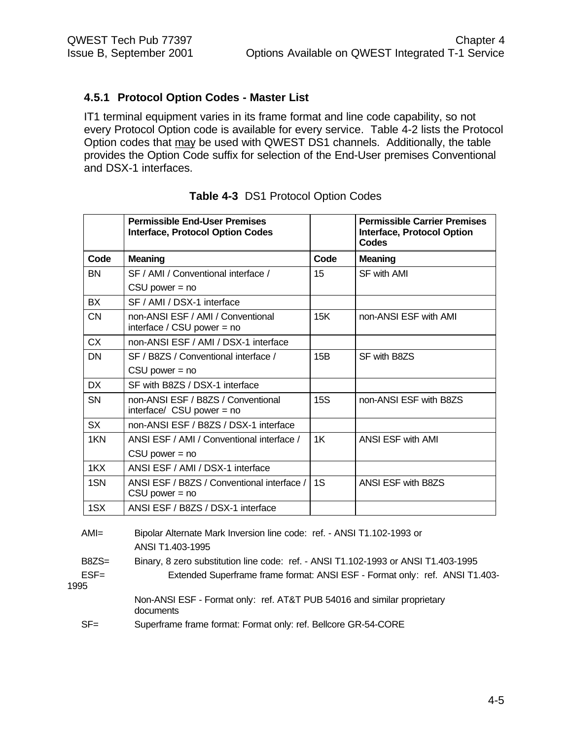### 4.5.1 Protocol Option Codes - Master List

IT1 terminal equipment varies in its frame format and line code capability, so not every Protocol Option code is available for every service. Table 4-2 lists the Protocol Option codes that may be used with QWEST DS1 channels. Additionally, the table provides the Option Code suffix for selection of the End-User premises Conventional and DSX-1 interfaces.

**Table 4-3** DS1 Protocol Option Codes

| | **Permissible End-User Premises Interface, Protocol Option Codes** | | **Permissible Carrier Premises Interface, Protocol Option Codes** |
|---|---|---|---|
| **Code** | **Meaning** | **Code** | **Meaning** |
| BN | SF / AMI / Conventional interface / CSU power = no | 15 | SF with AMI |
| BX | SF / AMI / DSX-1 interface | | |
| CN | non-ANSI ESF / AMI / Conventional interface / CSU power = no | 15K | non-ANSI ESF with AMI |
| CX | non-ANSI ESF / AMI / DSX-1 interface | | |
| DN | SF / B8ZS / Conventional interface / CSU power = no | 15B | SF with B8ZS |
| DX | SF with B8ZS / DSX-1 interface | | |
| SN | non-ANSI ESF / B8ZS / Conventional interface/ CSU power = no | 15S | non-ANSI ESF with B8ZS |
| SX | non-ANSI ESF / B8ZS / DSX-1 interface | | |
| 1KN | ANSI ESF / AMI / Conventional interface / CSU power = no | 1K | ANSI ESF with AMI |
| 1KX | ANSI ESF / AMI / DSX-1 interface | | |
| 1SN | ANSI ESF / B8ZS / Conventional interface / CSU power = no | 1S | ANSI ESF with B8ZS |
| 1SX | ANSI ESF / B8ZS / DSX-1 interface | | |

AMI= Bipolar Alternate Mark Inversion line code: ref. - ANSI T1.102-1993 or ANSI T1.403-1995

B8ZS= Binary, 8 zero substitution line code: ref. - ANSI T1.102-1993 or ANSI T1.403-1995

ESF= Extended Superframe frame format: ANSI ESF - Format only: ref. ANSI T1.403-1995

Non-ANSI ESF - Format only: ref. AT&T PUB 54016 and similar proprietary documents

SF= Superframe frame format: Format only: ref. Bellcore GR-54-CORE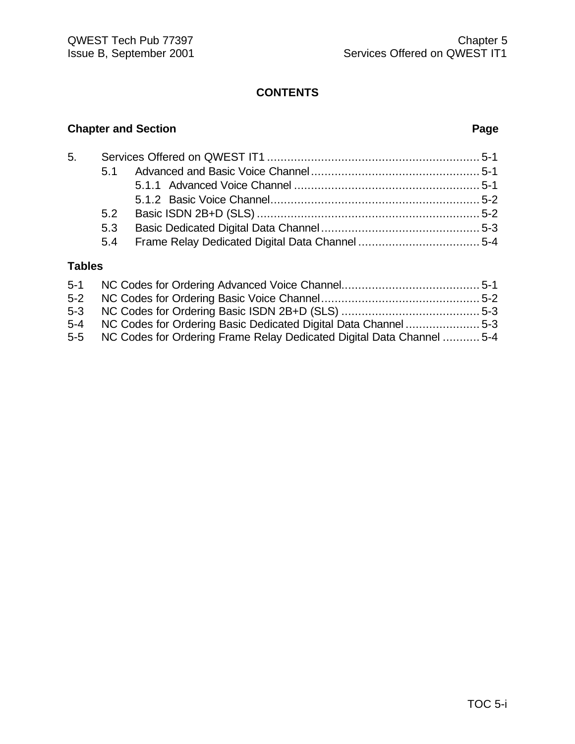# CONTENTS

**Chapter and Section** **Page**

| | | |
|---|---|---|
| 5. | Services Offered on QWEST IT1 | 5-1 |
| 5.1 | Advanced and Basic Voice Channel | 5-1 |
| 5.1.1 | Advanced Voice Channel | 5-1 |
| 5.1.2 | Basic Voice Channel | 5-2 |
| 5.2 | Basic ISDN 2B+D (SLS) | 5-2 |
| 5.3 | Basic Dedicated Digital Data Channel | 5-3 |
| 5.4 | Frame Relay Dedicated Digital Data Channel | 5-4 |

**Tables**

| | | |
|---|---|---|
| 5-1 | NC Codes for Ordering Advanced Voice Channel | 5-1 |
| 5-2 | NC Codes for Ordering Basic Voice Channel | 5-2 |
| 5-3 | NC Codes for Ordering Basic ISDN 2B+D (SLS) | 5-3 |
| 5-4 | NC Codes for Ordering Basic Dedicated Digital Data Channel | 5-3 |
| 5-5 | NC Codes for Ordering Frame Relay Dedicated Digital Data Channel | 5-4 |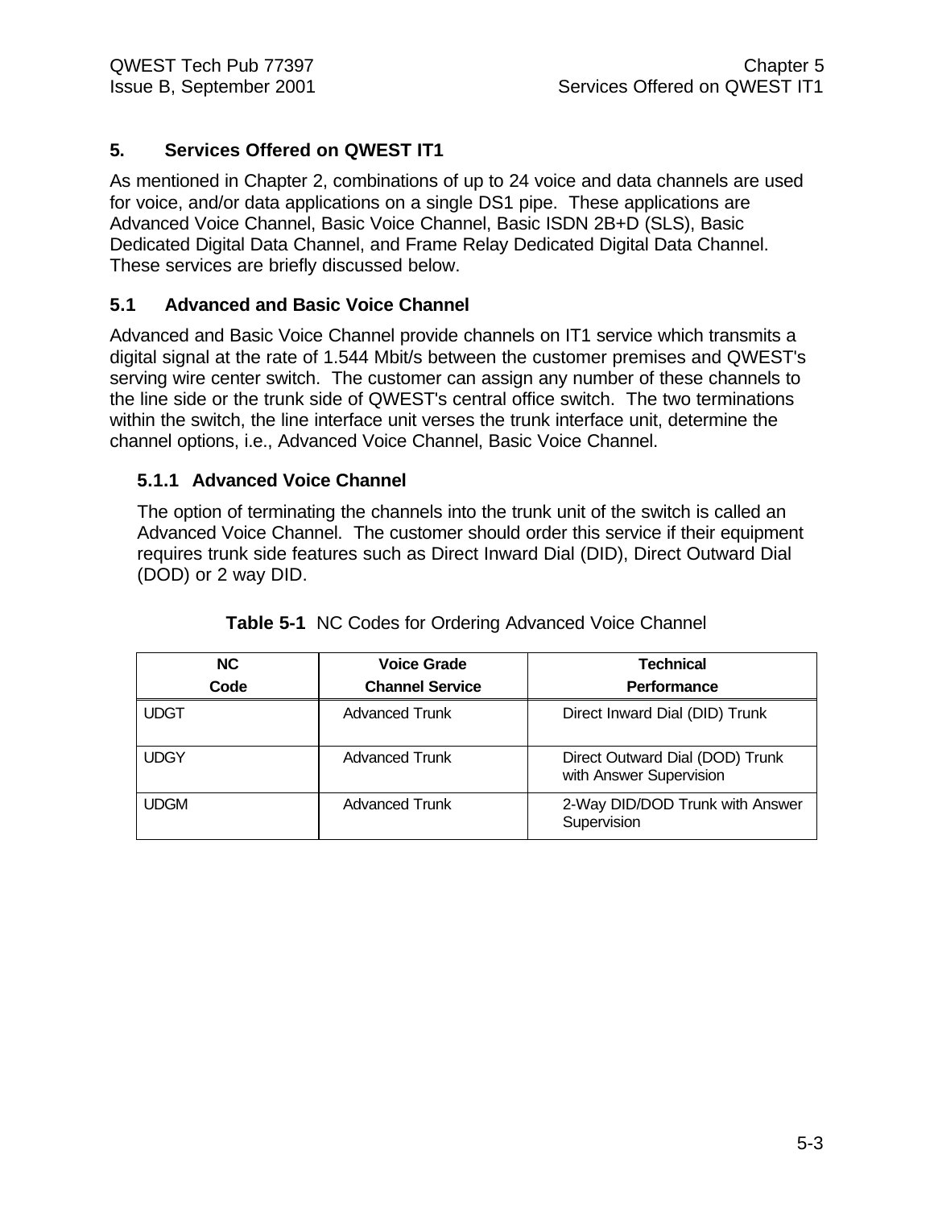## 5. Services Offered on QWEST IT1

As mentioned in Chapter 2, combinations of up to 24 voice and data channels are used for voice, and/or data applications on a single DS1 pipe. These applications are Advanced Voice Channel, Basic Voice Channel, Basic ISDN 2B+D (SLS), Basic Dedicated Digital Data Channel, and Frame Relay Dedicated Digital Data Channel. These services are briefly discussed below.

### 5.1 Advanced and Basic Voice Channel

Advanced and Basic Voice Channel provide channels on IT1 service which transmits a digital signal at the rate of 1.544 Mbit/s between the customer premises and QWEST's serving wire center switch. The customer can assign any number of these channels to the line side or the trunk side of QWEST's central office switch. The two terminations within the switch, the line interface unit verses the trunk interface unit, determine the channel options, i.e., Advanced Voice Channel, Basic Voice Channel.

#### 5.1.1 Advanced Voice Channel

The option of terminating the channels into the trunk unit of the switch is called an Advanced Voice Channel. The customer should order this service if their equipment requires trunk side features such as Direct Inward Dial (DID), Direct Outward Dial (DOD) or 2 way DID.

**Table 5-1** NC Codes for Ordering Advanced Voice Channel

| NC Code | Voice Grade Channel Service | Technical Performance |
|---|---|---|
| UDGT | Advanced Trunk | Direct Inward Dial (DID) Trunk |
| UDGY | Advanced Trunk | Direct Outward Dial (DOD) Trunk with Answer Supervision |
| UDGM | Advanced Trunk | 2-Way DID/DOD Trunk with Answer Supervision |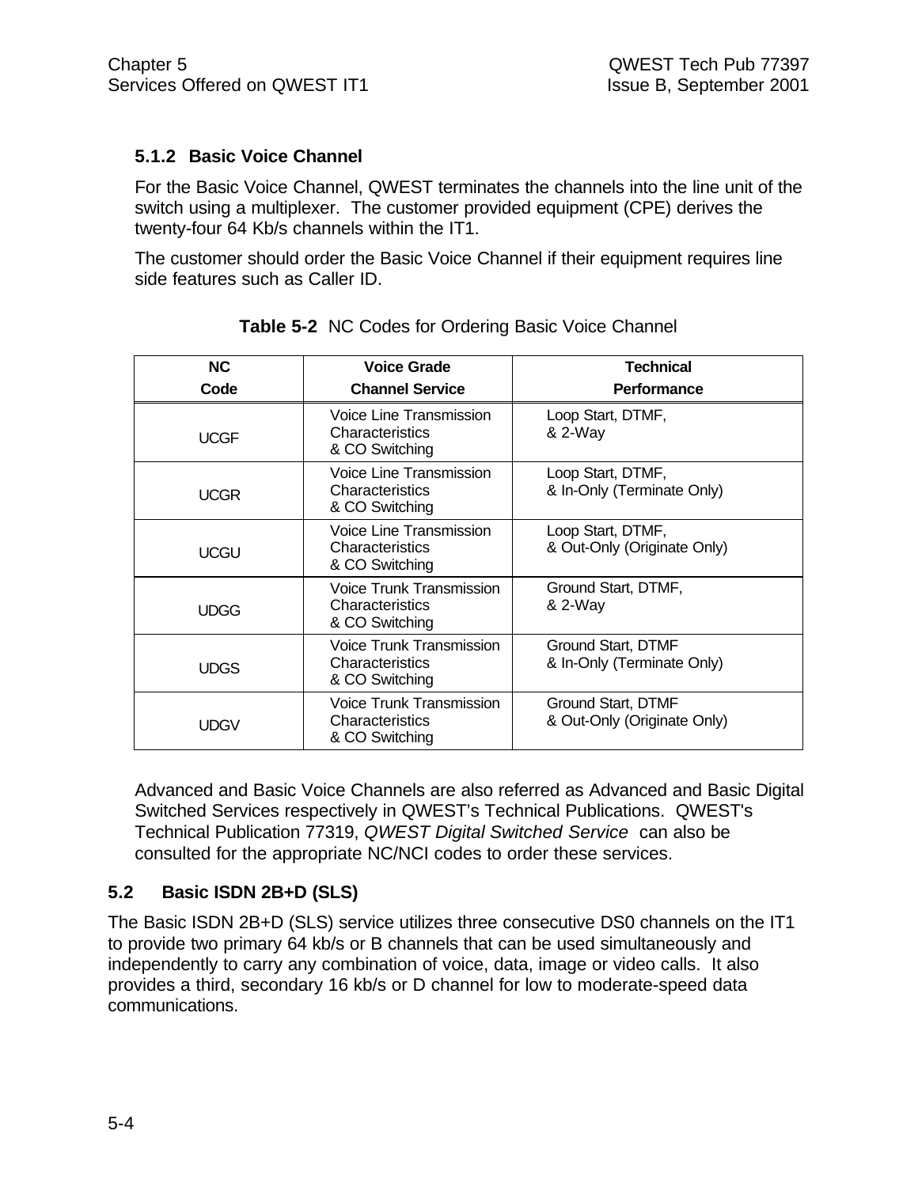### 5.1.2 Basic Voice Channel

For the Basic Voice Channel, QWEST terminates the channels into the line unit of the switch using a multiplexer. The customer provided equipment (CPE) derives the twenty-four 64 Kb/s channels within the IT1.

The customer should order the Basic Voice Channel if their equipment requires line side features such as Caller ID.

**Table 5-2** NC Codes for Ordering Basic Voice Channel

| NC Code | Voice Grade Channel Service | Technical Performance |
|---|---|---|
| UCGF | Voice Line Transmission Characteristics & CO Switching | Loop Start, DTMF, & 2-Way |
| UCGR | Voice Line Transmission Characteristics & CO Switching | Loop Start, DTMF, & In-Only (Terminate Only) |
| UCGU | Voice Line Transmission Characteristics & CO Switching | Loop Start, DTMF, & Out-Only (Originate Only) |
| UDGG | Voice Trunk Transmission Characteristics & CO Switching | Ground Start, DTMF, & 2-Way |
| UDGS | Voice Trunk Transmission Characteristics & CO Switching | Ground Start, DTMF & In-Only (Terminate Only) |
| UDGV | Voice Trunk Transmission Characteristics & CO Switching | Ground Start, DTMF & Out-Only (Originate Only) |

Advanced and Basic Voice Channels are also referred as Advanced and Basic Digital Switched Services respectively in QWEST's Technical Publications. QWEST's Technical Publication 77319, *QWEST Digital Switched Service* can also be consulted for the appropriate NC/NCI codes to order these services.

## 5.2 Basic ISDN 2B+D (SLS)

The Basic ISDN 2B+D (SLS) service utilizes three consecutive DS0 channels on the IT1 to provide two primary 64 kb/s or B channels that can be used simultaneously and independently to carry any combination of voice, data, image or video calls. It also provides a third, secondary 16 kb/s or D channel for low to moderate-speed data communications.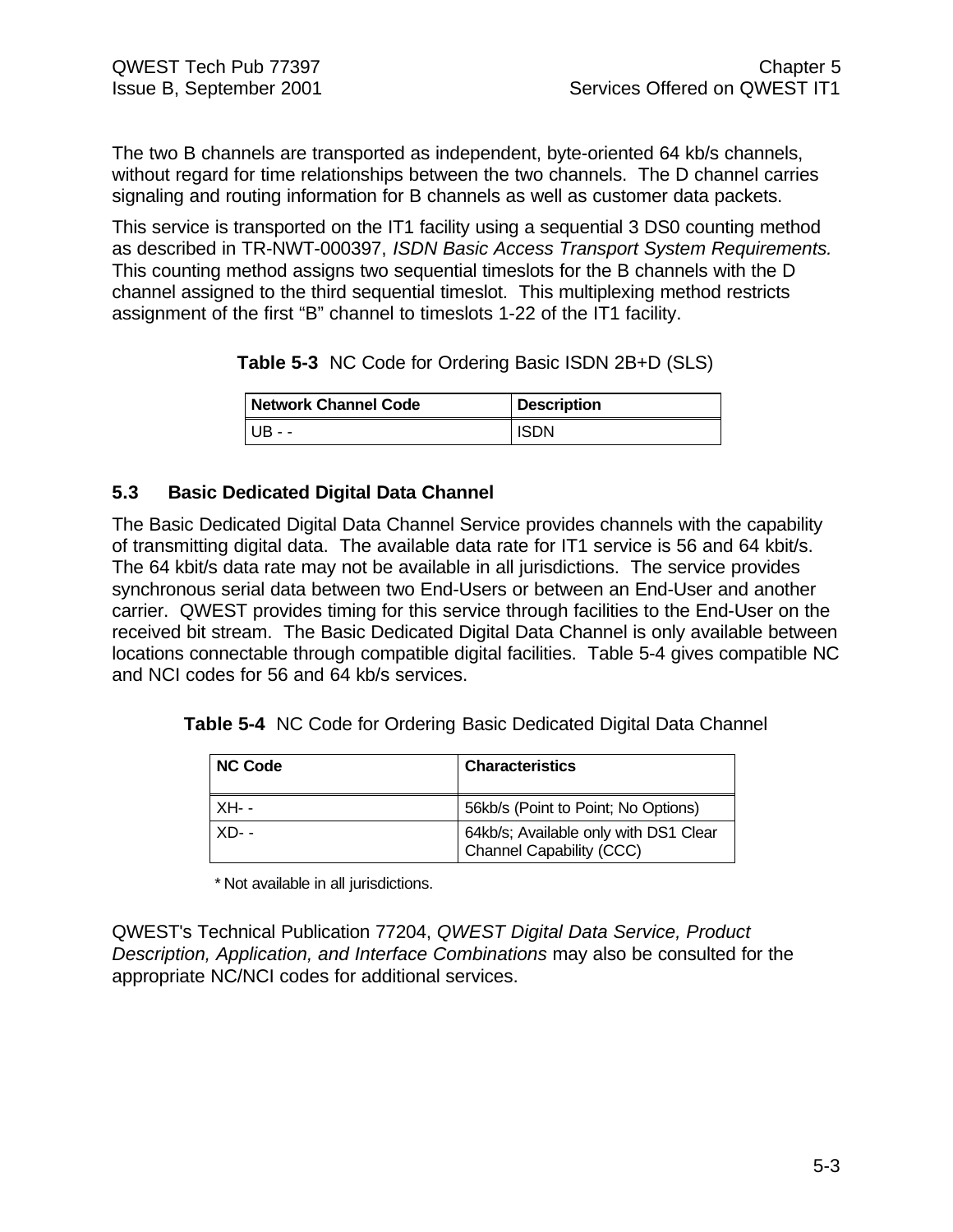The two B channels are transported as independent, byte-oriented 64 kb/s channels, without regard for time relationships between the two channels. The D channel carries signaling and routing information for B channels as well as customer data packets.

This service is transported on the IT1 facility using a sequential 3 DS0 counting method as described in TR-NWT-000397, *ISDN Basic Access Transport System Requirements.* This counting method assigns two sequential timeslots for the B channels with the D channel assigned to the third sequential timeslot. This multiplexing method restricts assignment of the first "B" channel to timeslots 1-22 of the IT1 facility.

**Table 5-3** NC Code for Ordering Basic ISDN 2B+D (SLS)

| Network Channel Code | Description |
|---|---|
| UB - - | ISDN |

## 5.3 Basic Dedicated Digital Data Channel

The Basic Dedicated Digital Data Channel Service provides channels with the capability of transmitting digital data. The available data rate for IT1 service is 56 and 64 kbit/s. The 64 kbit/s data rate may not be available in all jurisdictions. The service provides synchronous serial data between two End-Users or between an End-User and another carrier. QWEST provides timing for this service through facilities to the End-User on the received bit stream. The Basic Dedicated Digital Data Channel is only available between locations connectable through compatible digital facilities. Table 5-4 gives compatible NC and NCI codes for 56 and 64 kb/s services.

**Table 5-4** NC Code for Ordering Basic Dedicated Digital Data Channel

| NC Code | Characteristics |
|---|---|
| XH- - | 56kb/s (Point to Point; No Options) |
| XD- - | 64kb/s; Available only with DS1 Clear Channel Capability (CCC) |

\* Not available in all jurisdictions.

QWEST's Technical Publication 77204, *QWEST Digital Data Service, Product Description, Application, and Interface Combinations* may also be consulted for the appropriate NC/NCI codes for additional services.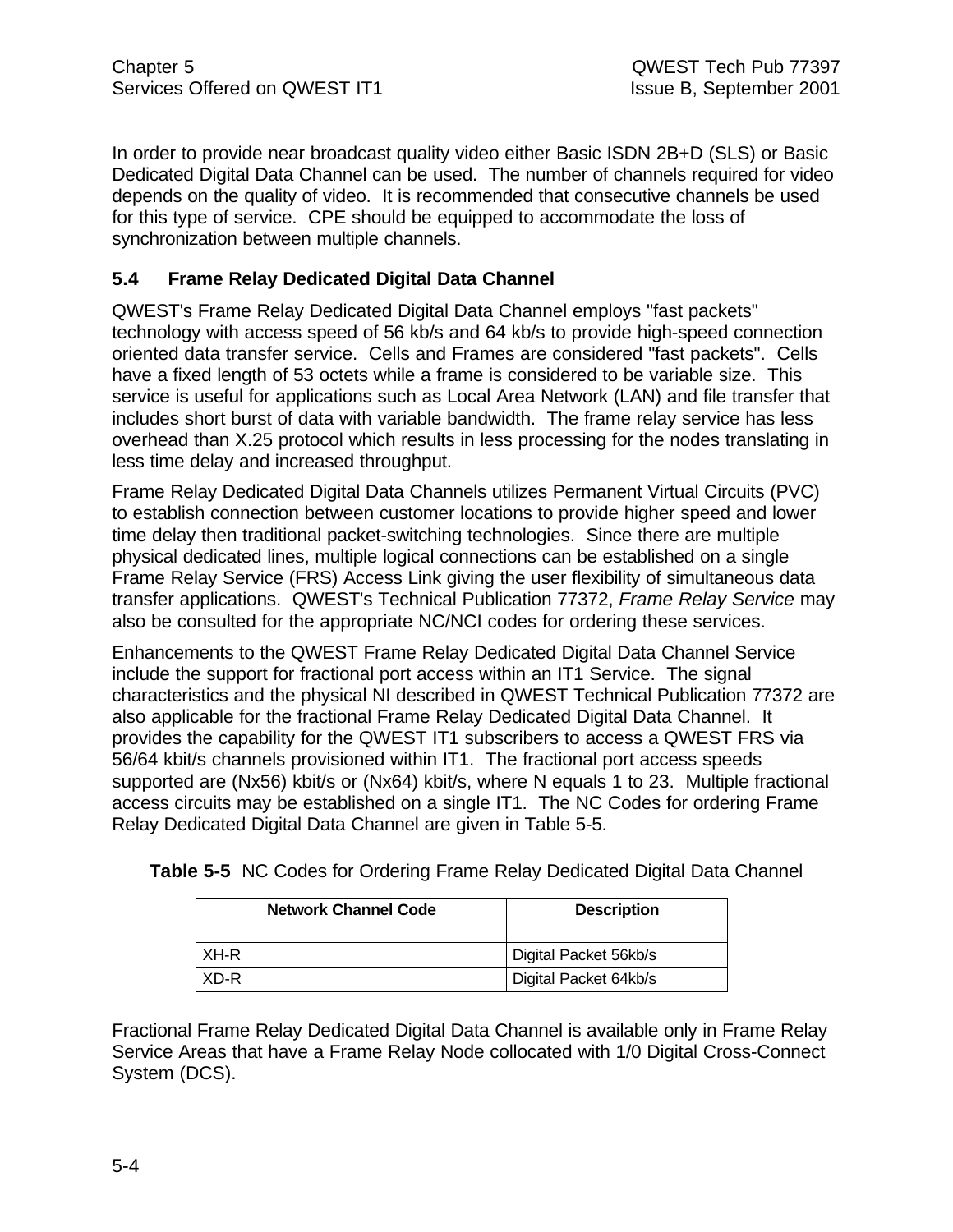In order to provide near broadcast quality video either Basic ISDN 2B+D (SLS) or Basic Dedicated Digital Data Channel can be used. The number of channels required for video depends on the quality of video. It is recommended that consecutive channels be used for this type of service. CPE should be equipped to accommodate the loss of synchronization between multiple channels.

## 5.4 Frame Relay Dedicated Digital Data Channel

QWEST's Frame Relay Dedicated Digital Data Channel employs "fast packets" technology with access speed of 56 kb/s and 64 kb/s to provide high-speed connection oriented data transfer service. Cells and Frames are considered "fast packets". Cells have a fixed length of 53 octets while a frame is considered to be variable size. This service is useful for applications such as Local Area Network (LAN) and file transfer that includes short burst of data with variable bandwidth. The frame relay service has less overhead than X.25 protocol which results in less processing for the nodes translating in less time delay and increased throughput.

Frame Relay Dedicated Digital Data Channels utilizes Permanent Virtual Circuits (PVC) to establish connection between customer locations to provide higher speed and lower time delay then traditional packet-switching technologies. Since there are multiple physical dedicated lines, multiple logical connections can be established on a single Frame Relay Service (FRS) Access Link giving the user flexibility of simultaneous data transfer applications. QWEST's Technical Publication 77372, *Frame Relay Service* may also be consulted for the appropriate NC/NCI codes for ordering these services.

Enhancements to the QWEST Frame Relay Dedicated Digital Data Channel Service include the support for fractional port access within an IT1 Service. The signal characteristics and the physical NI described in QWEST Technical Publication 77372 are also applicable for the fractional Frame Relay Dedicated Digital Data Channel. It provides the capability for the QWEST IT1 subscribers to access a QWEST FRS via 56/64 kbit/s channels provisioned within IT1. The fractional port access speeds supported are (Nx56) kbit/s or (Nx64) kbit/s, where N equals 1 to 23. Multiple fractional access circuits may be established on a single IT1. The NC Codes for ordering Frame Relay Dedicated Digital Data Channel are given in Table 5-5.

**Table 5-5** NC Codes for Ordering Frame Relay Dedicated Digital Data Channel

| Network Channel Code | Description |
|---|---|
| XH-R | Digital Packet 56kb/s |
| XD-R | Digital Packet 64kb/s |

Fractional Frame Relay Dedicated Digital Data Channel is available only in Frame Relay Service Areas that have a Frame Relay Node collocated with 1/0 Digital Cross-Connect System (DCS).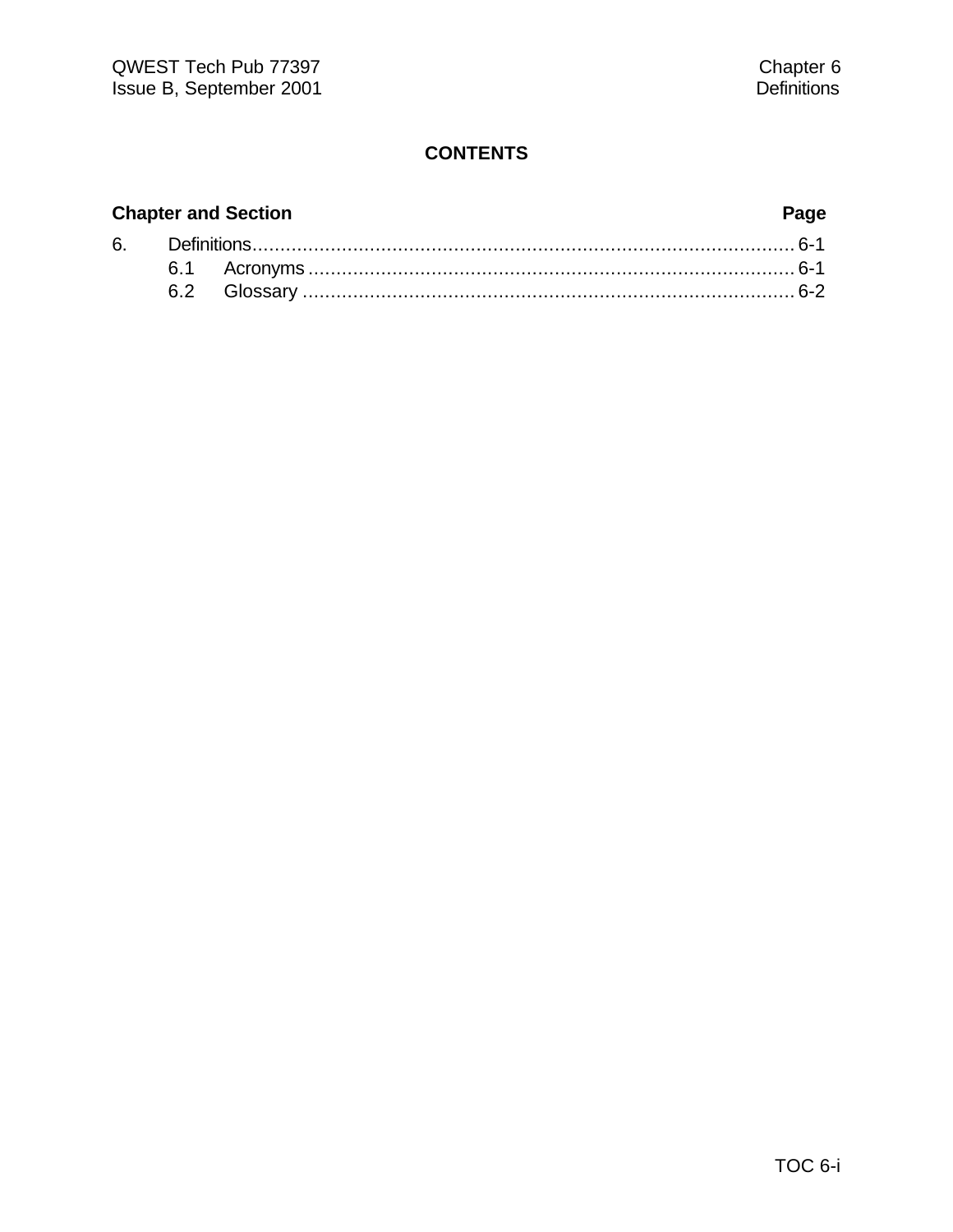## CONTENTS

| Chapter and Section | | Page |
|---|---|---|
| 6. | Definitions | 6-1 |
| | 6.1 Acronyms | 6-1 |
| | 6.2 Glossary | 6-2 |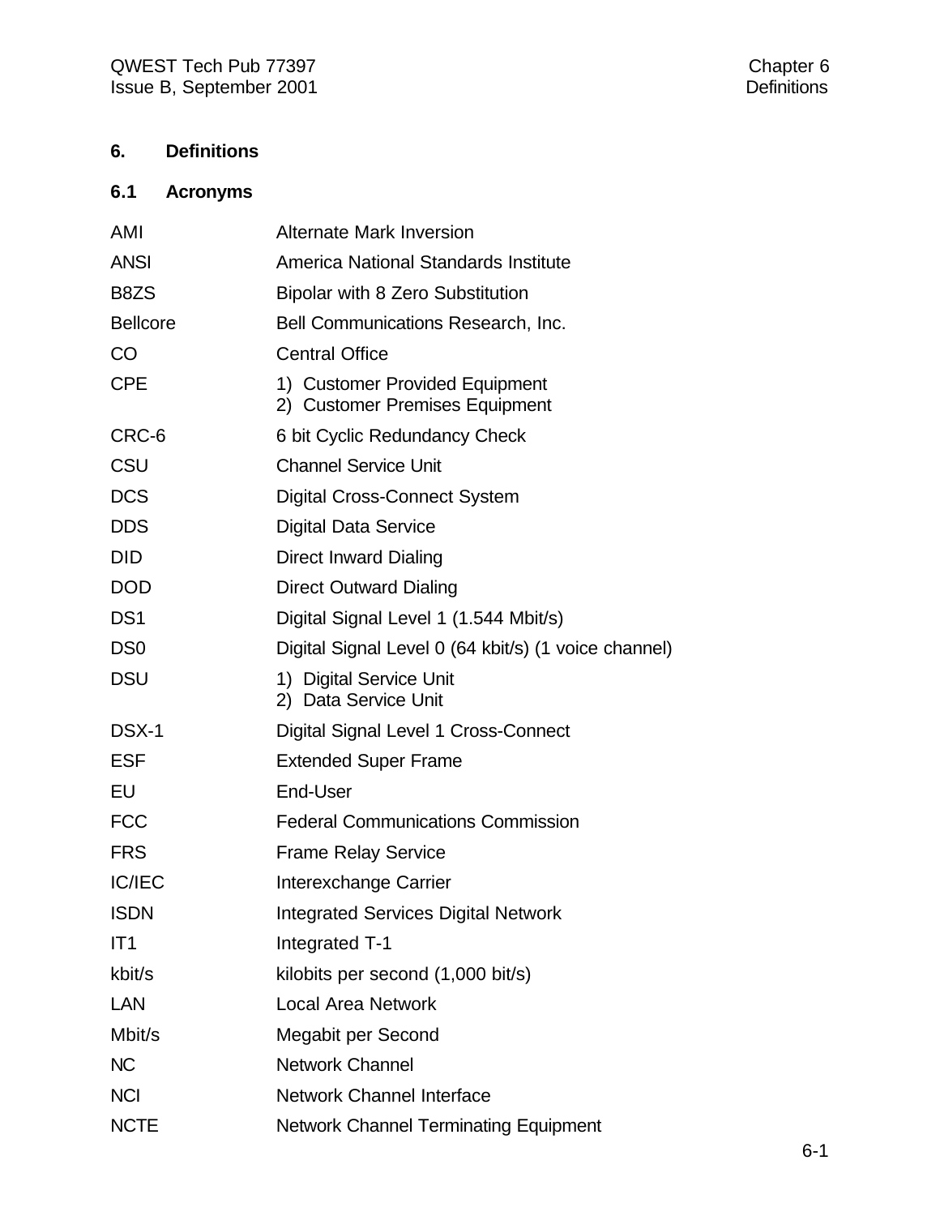# 6. Definitions

## 6.1 Acronyms

| | |
|---|---|
| AMI | Alternate Mark Inversion |
| ANSI | America National Standards Institute |
| B8ZS | Bipolar with 8 Zero Substitution |
| Bellcore | Bell Communications Research, Inc. |
| CO | Central Office |
| CPE | 1) Customer Provided Equipment<br>2) Customer Premises Equipment |
| CRC-6 | 6 bit Cyclic Redundancy Check |
| CSU | Channel Service Unit |
| DCS | Digital Cross-Connect System |
| DDS | Digital Data Service |
| DID | Direct Inward Dialing |
| DOD | Direct Outward Dialing |
| DS1 | Digital Signal Level 1 (1.544 Mbit/s) |
| DS0 | Digital Signal Level 0 (64 kbit/s) (1 voice channel) |
| DSU | 1) Digital Service Unit<br>2) Data Service Unit |
| DSX-1 | Digital Signal Level 1 Cross-Connect |
| ESF | Extended Super Frame |
| EU | End-User |
| FCC | Federal Communications Commission |
| FRS | Frame Relay Service |
| IC/IEC | Interexchange Carrier |
| ISDN | Integrated Services Digital Network |
| IT1 | Integrated T-1 |
| kbit/s | kilobits per second (1,000 bit/s) |
| LAN | Local Area Network |
| Mbit/s | Megabit per Second |
| NC | Network Channel |
| NCI | Network Channel Interface |
| NCTE | Network Channel Terminating Equipment |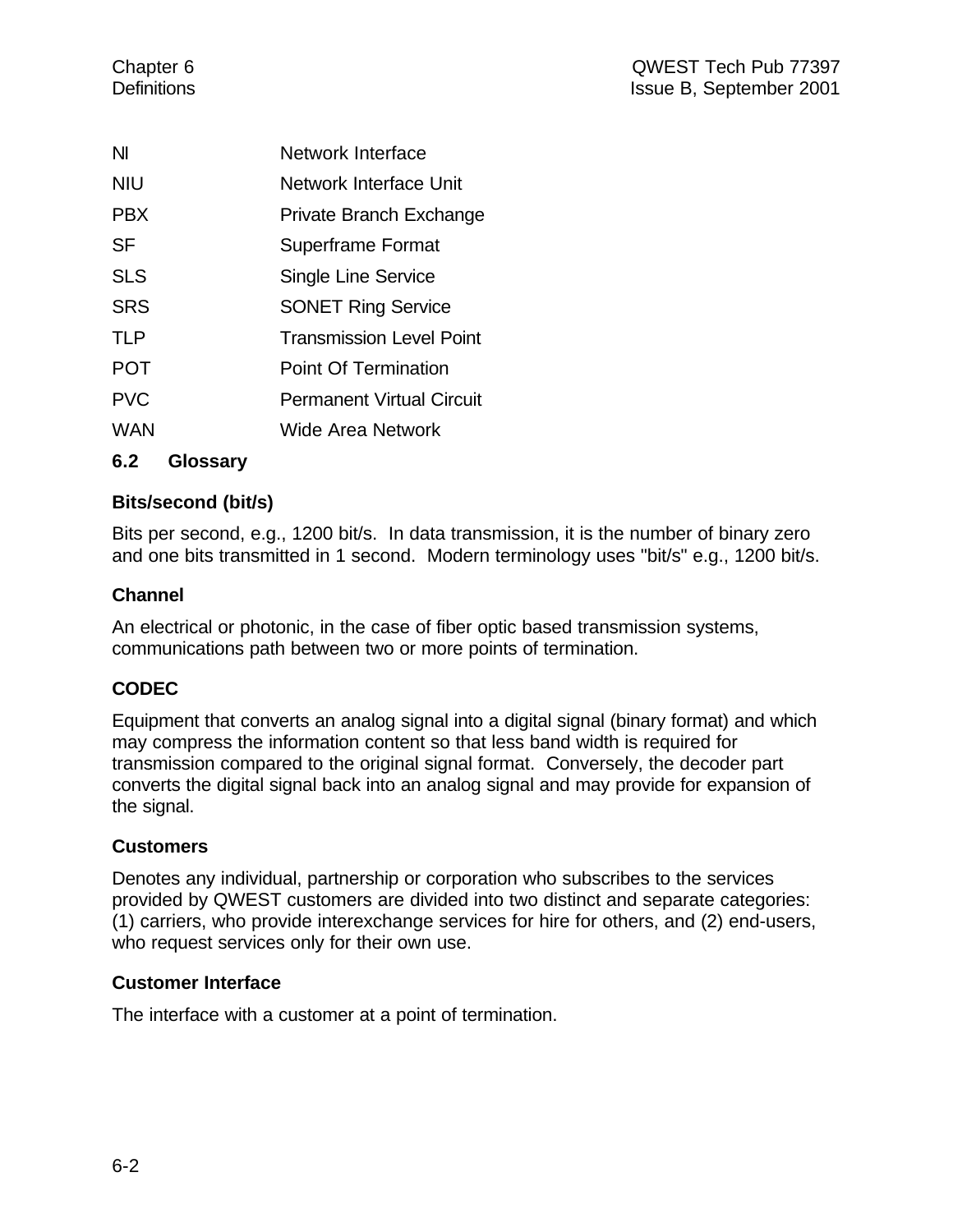| | |
|---|---|
| NI | Network Interface |
| NIU | Network Interface Unit |
| PBX | Private Branch Exchange |
| SF | Superframe Format |
| SLS | Single Line Service |
| SRS | SONET Ring Service |
| TLP | Transmission Level Point |
| POT | Point Of Termination |
| PVC | Permanent Virtual Circuit |
| WAN | Wide Area Network |

## 6.2 Glossary

**Bits/second (bit/s)**

Bits per second, e.g., 1200 bit/s. In data transmission, it is the number of binary zero and one bits transmitted in 1 second. Modern terminology uses "bit/s" e.g., 1200 bit/s.

**Channel**

An electrical or photonic, in the case of fiber optic based transmission systems, communications path between two or more points of termination.

**CODEC**

Equipment that converts an analog signal into a digital signal (binary format) and which may compress the information content so that less band width is required for transmission compared to the original signal format. Conversely, the decoder part converts the digital signal back into an analog signal and may provide for expansion of the signal.

**Customers**

Denotes any individual, partnership or corporation who subscribes to the services provided by QWEST customers are divided into two distinct and separate categories: (1) carriers, who provide interexchange services for hire for others, and (2) end-users, who request services only for their own use.

**Customer Interface**

The interface with a customer at a point of termination.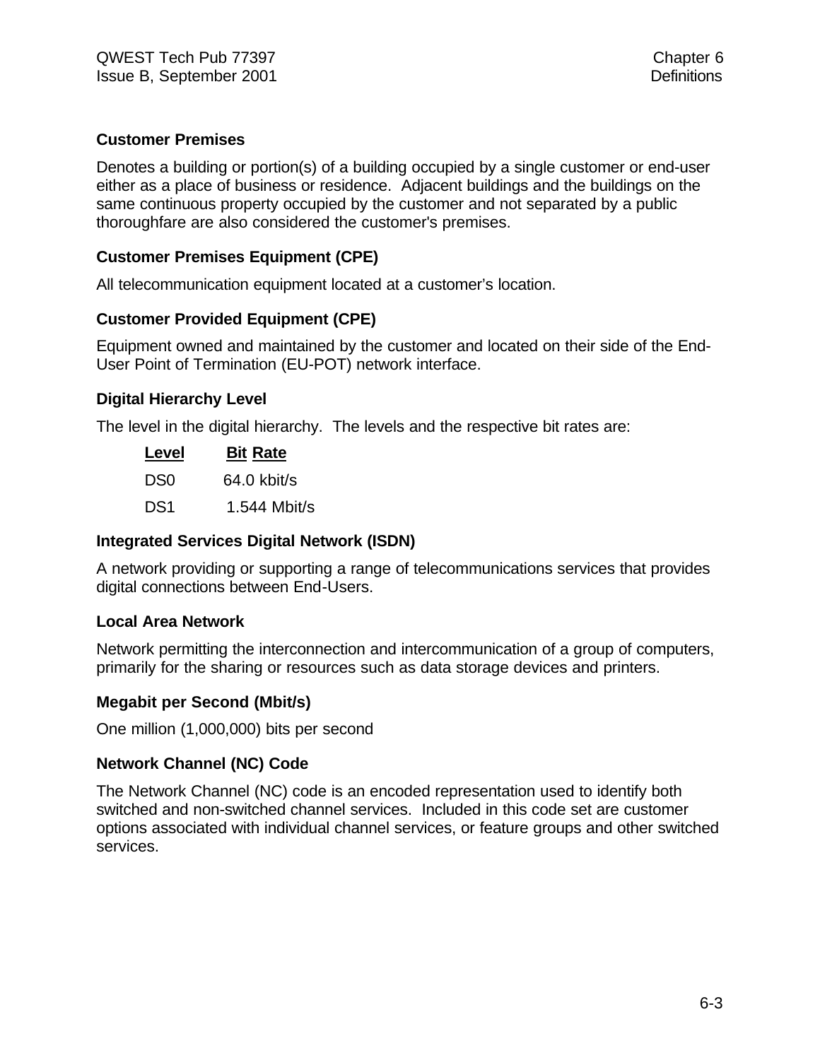### Customer Premises

Denotes a building or portion(s) of a building occupied by a single customer or end-user either as a place of business or residence. Adjacent buildings and the buildings on the same continuous property occupied by the customer and not separated by a public thoroughfare are also considered the customer's premises.

### Customer Premises Equipment (CPE)

All telecommunication equipment located at a customer's location.

### Customer Provided Equipment (CPE)

Equipment owned and maintained by the customer and located on their side of the End-User Point of Termination (EU-POT) network interface.

### Digital Hierarchy Level

The level in the digital hierarchy. The levels and the respective bit rates are:

| Level | Bit Rate |
|---|---|
| DS0 | 64.0 kbit/s |
| DS1 | 1.544 Mbit/s |

### Integrated Services Digital Network (ISDN)

A network providing or supporting a range of telecommunications services that provides digital connections between End-Users.

### Local Area Network

Network permitting the interconnection and intercommunication of a group of computers, primarily for the sharing or resources such as data storage devices and printers.

### Megabit per Second (Mbit/s)

One million (1,000,000) bits per second

### Network Channel (NC) Code

The Network Channel (NC) code is an encoded representation used to identify both switched and non-switched channel services. Included in this code set are customer options associated with individual channel services, or feature groups and other switched services.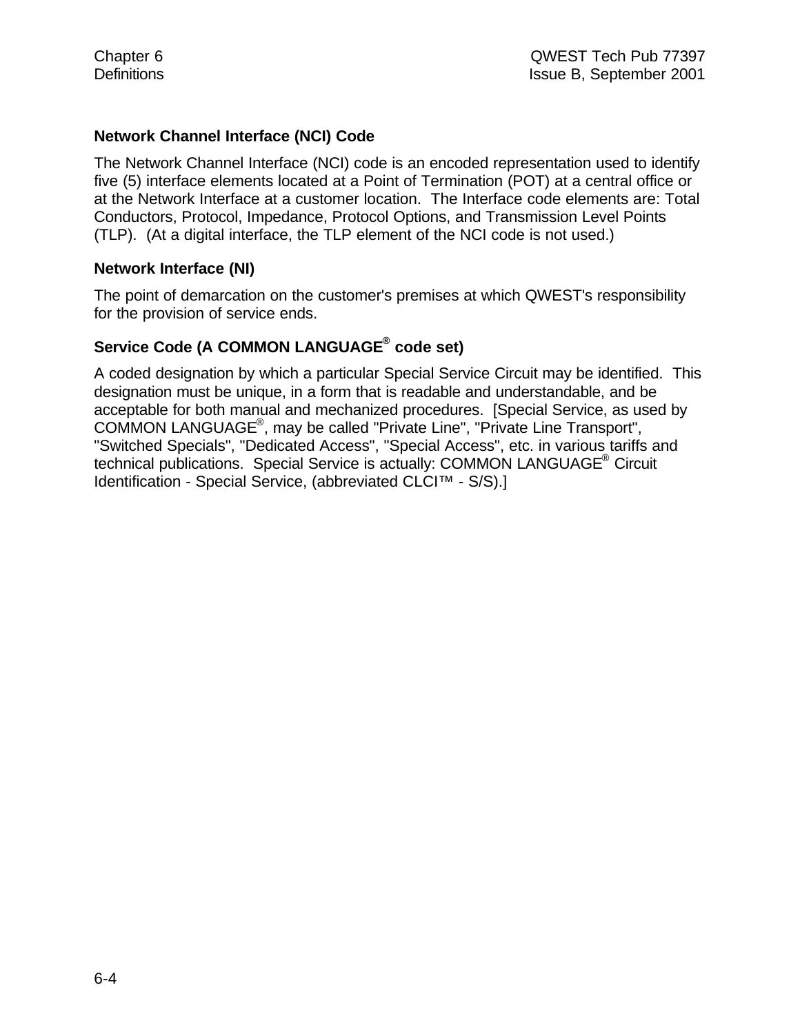### Network Channel Interface (NCI) Code

The Network Channel Interface (NCI) code is an encoded representation used to identify five (5) interface elements located at a Point of Termination (POT) at a central office or at the Network Interface at a customer location. The Interface code elements are: Total Conductors, Protocol, Impedance, Protocol Options, and Transmission Level Points (TLP). (At a digital interface, the TLP element of the NCI code is not used.)

### Network Interface (NI)

The point of demarcation on the customer's premises at which QWEST's responsibility for the provision of service ends.

### Service Code (A COMMON LANGUAGE® code set)

A coded designation by which a particular Special Service Circuit may be identified. This designation must be unique, in a form that is readable and understandable, and be acceptable for both manual and mechanized procedures. [Special Service, as used by COMMON LANGUAGE®, may be called "Private Line", "Private Line Transport", "Switched Specials", "Dedicated Access", "Special Access", etc. in various tariffs and technical publications. Special Service is actually: COMMON LANGUAGE® Circuit Identification - Special Service, (abbreviated CLCI™ - S/S).]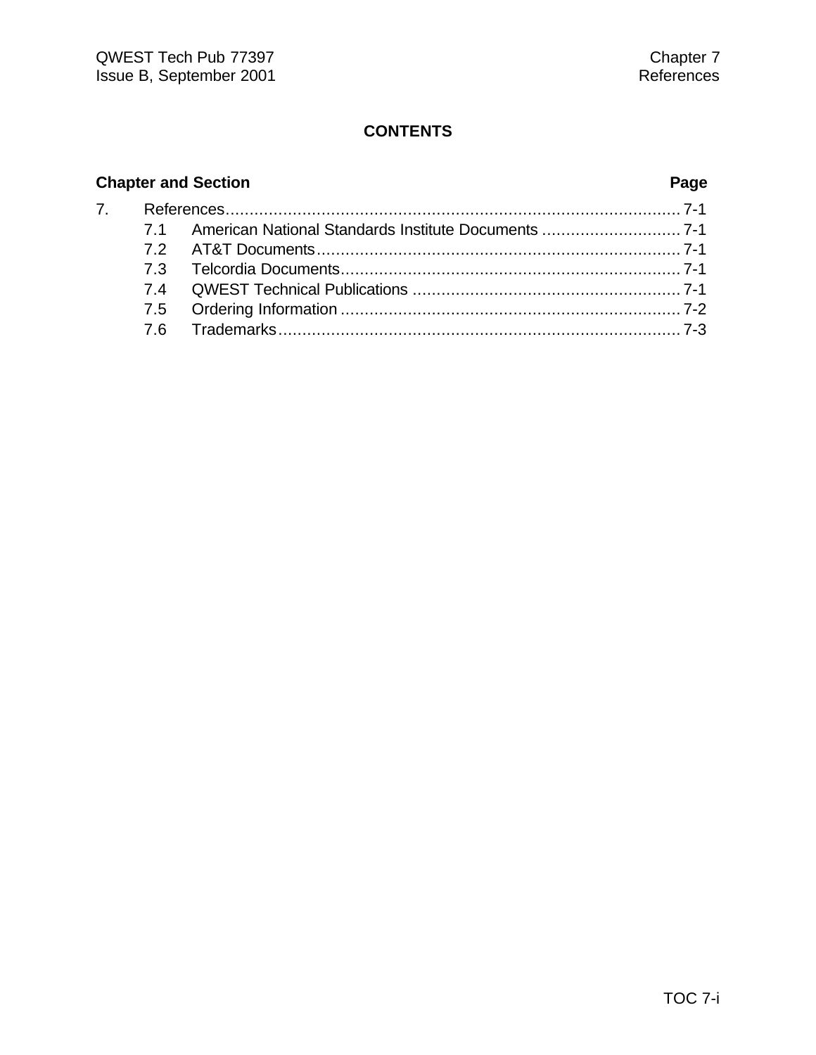## CONTENTS

| Chapter and Section | | Page |
|---|---|---|
| 7. | References | 7-1 |
| 7.1 | American National Standards Institute Documents | 7-1 |
| 7.2 | AT&T Documents | 7-1 |
| 7.3 | Telcordia Documents | 7-1 |
| 7.4 | QWEST Technical Publications | 7-1 |
| 7.5 | Ordering Information | 7-2 |
| 7.6 | Trademarks | 7-3 |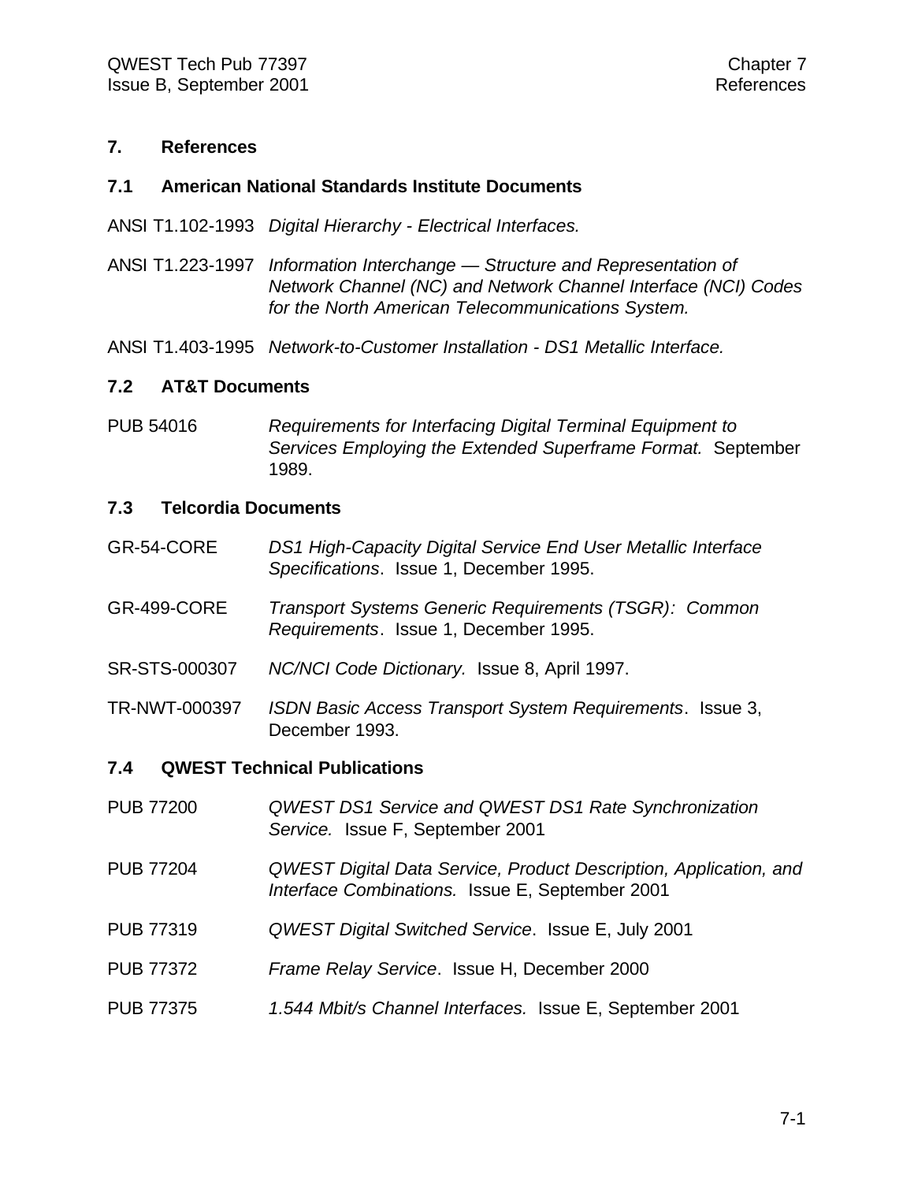# 7. References

## 7.1 American National Standards Institute Documents

ANSI T1.102-1993 *Digital Hierarchy - Electrical Interfaces.*

ANSI T1.223-1997 *Information Interchange — Structure and Representation of Network Channel (NC) and Network Channel Interface (NCI) Codes for the North American Telecommunications System.*

ANSI T1.403-1995 *Network-to-Customer Installation - DS1 Metallic Interface.*

## 7.2 AT&T Documents

PUB 54016 *Requirements for Interfacing Digital Terminal Equipment to Services Employing the Extended Superframe Format.* September 1989.

## 7.3 Telcordia Documents

GR-54-CORE *DS1 High-Capacity Digital Service End User Metallic Interface Specifications*. Issue 1, December 1995.

GR-499-CORE *Transport Systems Generic Requirements (TSGR): Common Requirements*. Issue 1, December 1995.

SR-STS-000307 *NC/NCI Code Dictionary.* Issue 8, April 1997.

TR-NWT-000397 *ISDN Basic Access Transport System Requirements*. Issue 3, December 1993.

## 7.4 QWEST Technical Publications

PUB 77200 *QWEST DS1 Service and QWEST DS1 Rate Synchronization Service.* Issue F, September 2001

PUB 77204 *QWEST Digital Data Service, Product Description, Application, and Interface Combinations.* Issue E, September 2001

PUB 77319 *QWEST Digital Switched Service*. Issue E, July 2001

PUB 77372 *Frame Relay Service*. Issue H, December 2000

PUB 77375 *1.544 Mbit/s Channel Interfaces.* Issue E, September 2001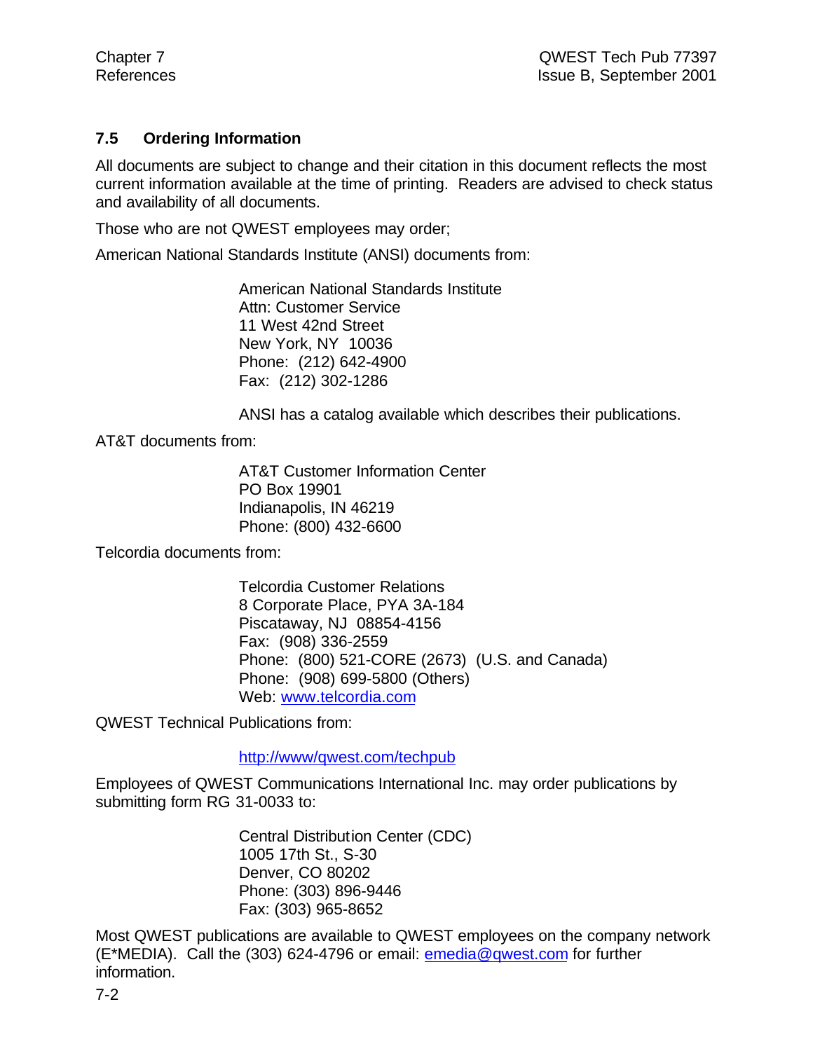## 7.5 Ordering Information

All documents are subject to change and their citation in this document reflects the most current information available at the time of printing. Readers are advised to check status and availability of all documents.

Those who are not QWEST employees may order;

American National Standards Institute (ANSI) documents from:

> American National Standards Institute
> Attn: Customer Service
> 11 West 42nd Street
> New York, NY 10036
> Phone: (212) 642-4900
> Fax: (212) 302-1286
>
> ANSI has a catalog available which describes their publications.

AT&T documents from:

> AT&T Customer Information Center
> PO Box 19901
> Indianapolis, IN 46219
> Phone: (800) 432-6600

Telcordia documents from:

> Telcordia Customer Relations
> 8 Corporate Place, PYA 3A-184
> Piscataway, NJ 08854-4156
> Fax: (908) 336-2559
> Phone: (800) 521-CORE (2673) (U.S. and Canada)
> Phone: (908) 699-5800 (Others)
> Web: www.telcordia.com

QWEST Technical Publications from:

> http://www/qwest.com/techpub

Employees of QWEST Communications International Inc. may order publications by submitting form RG 31-0033 to:

> Central Distribution Center (CDC)
> 1005 17th St., S-30
> Denver, CO 80202
> Phone: (303) 896-9446
> Fax: (303) 965-8652

Most QWEST publications are available to QWEST employees on the company network (E*MEDIA). Call the (303) 624-4796 or email: emedia@qwest.com for further information.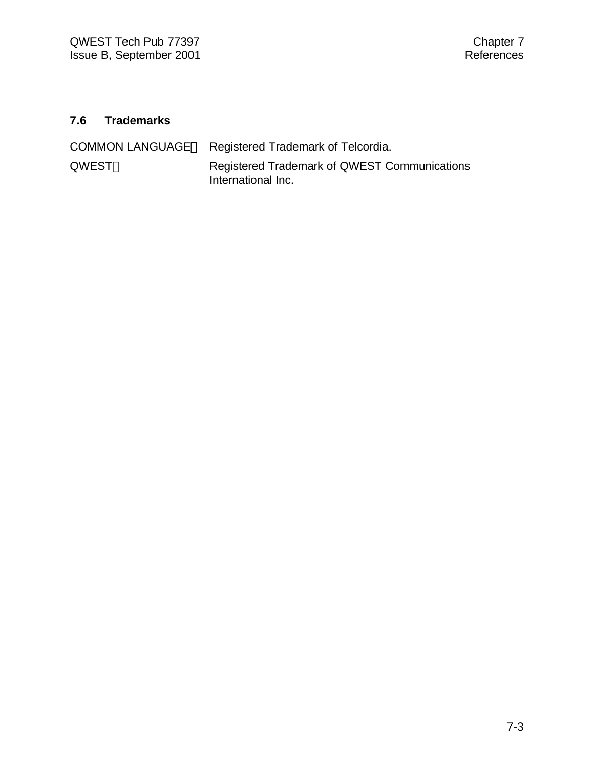## 7.6 Trademarks

| | |
|---|---|
| COMMON LANGUAGE® | Registered Trademark of Telcordia. |
| QWEST® | Registered Trademark of QWEST Communications International Inc. |